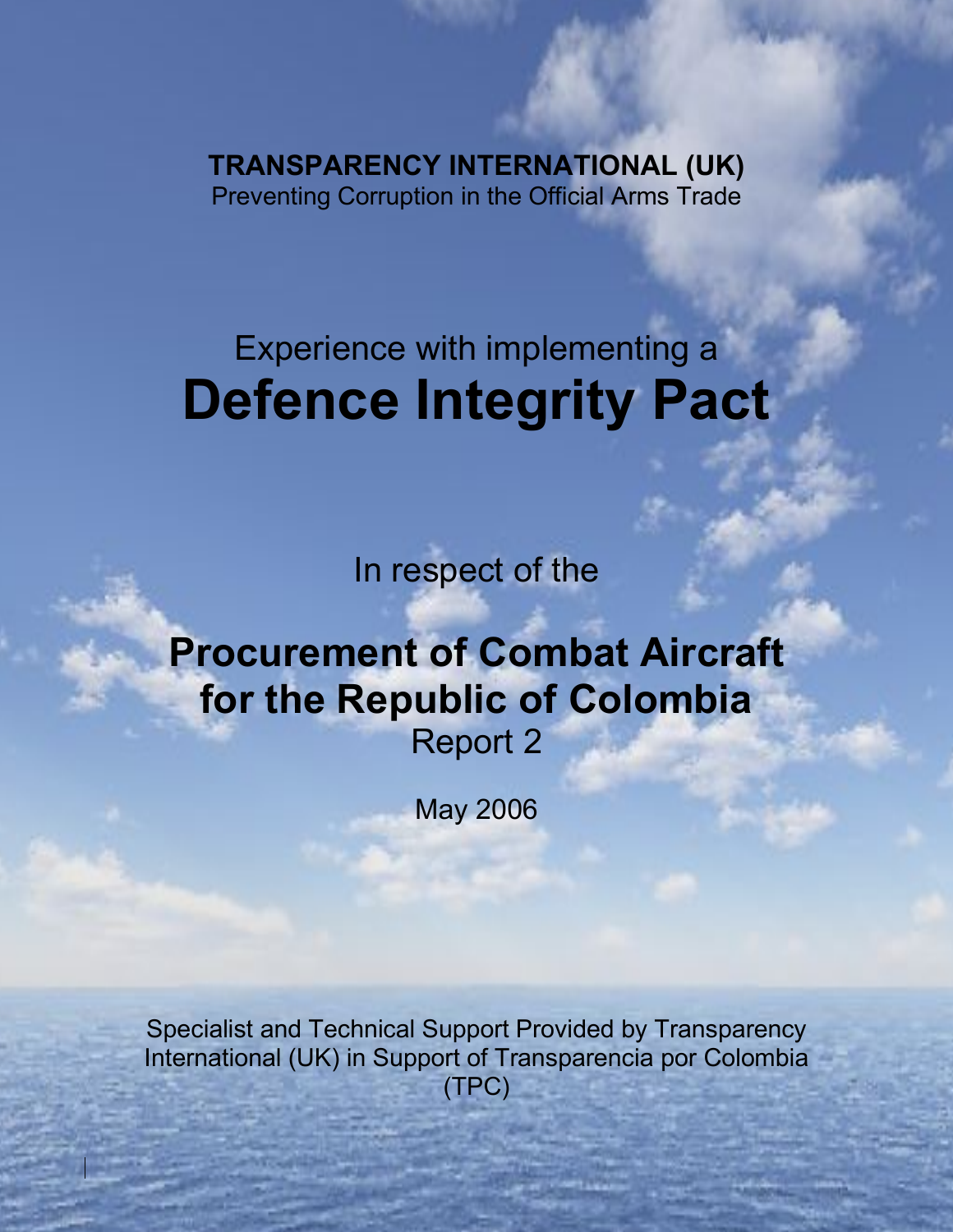**TRANSPARENCY INTERNATIONAL (UK)**
Preventing Corruption in the Official Arms Trade

# Experience with implementing a **Defence Integrity Pact**

In respect of the

## Procurement of Combat Aircraft for the Republic of Colombia

Report 2

May 2006

Specialist and Technical Support Provided by Transparency International (UK) in Support of Transparencia por Colombia (TPC)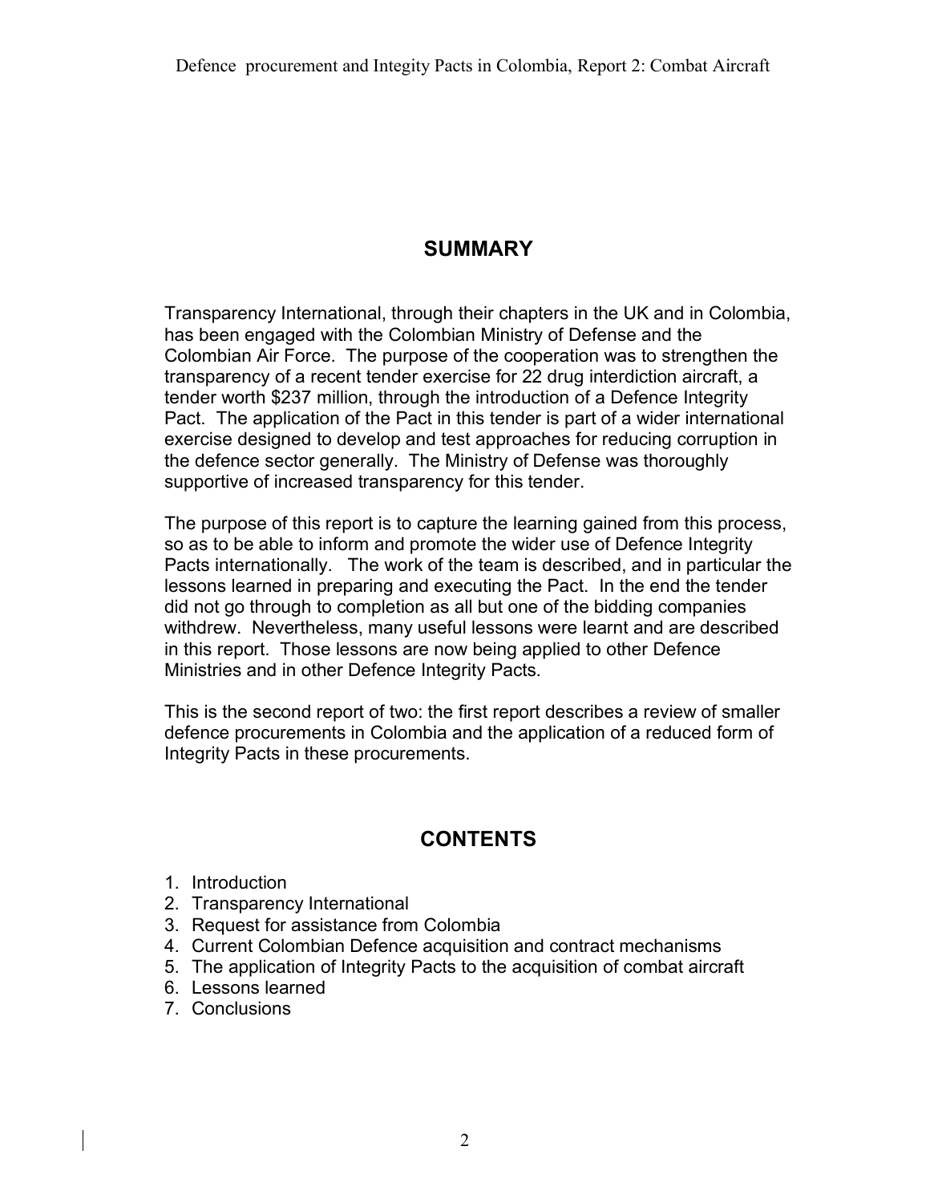## SUMMARY

Transparency International, through their chapters in the UK and in Colombia, has been engaged with the Colombian Ministry of Defense and the Colombian Air Force. The purpose of the cooperation was to strengthen the transparency of a recent tender exercise for 22 drug interdiction aircraft, a tender worth $237 million, through the introduction of a Defence Integrity Pact. The application of the Pact in this tender is part of a wider international exercise designed to develop and test approaches for reducing corruption in the defence sector generally. The Ministry of Defense was thoroughly supportive of increased transparency for this tender.

The purpose of this report is to capture the learning gained from this process, so as to be able to inform and promote the wider use of Defence Integrity Pacts internationally. The work of the team is described, and in particular the lessons learned in preparing and executing the Pact. In the end the tender did not go through to completion as all but one of the bidding companies withdrew. Nevertheless, many useful lessons were learnt and are described in this report. Those lessons are now being applied to other Defence Ministries and in other Defence Integrity Pacts.

This is the second report of two: the first report describes a review of smaller defence procurements in Colombia and the application of a reduced form of Integrity Pacts in these procurements.

## CONTENTS

1. Introduction
2. Transparency International
3. Request for assistance from Colombia
4. Current Colombian Defence acquisition and contract mechanisms
5. The application of Integrity Pacts to the acquisition of combat aircraft
6. Lessons learned
7. Conclusions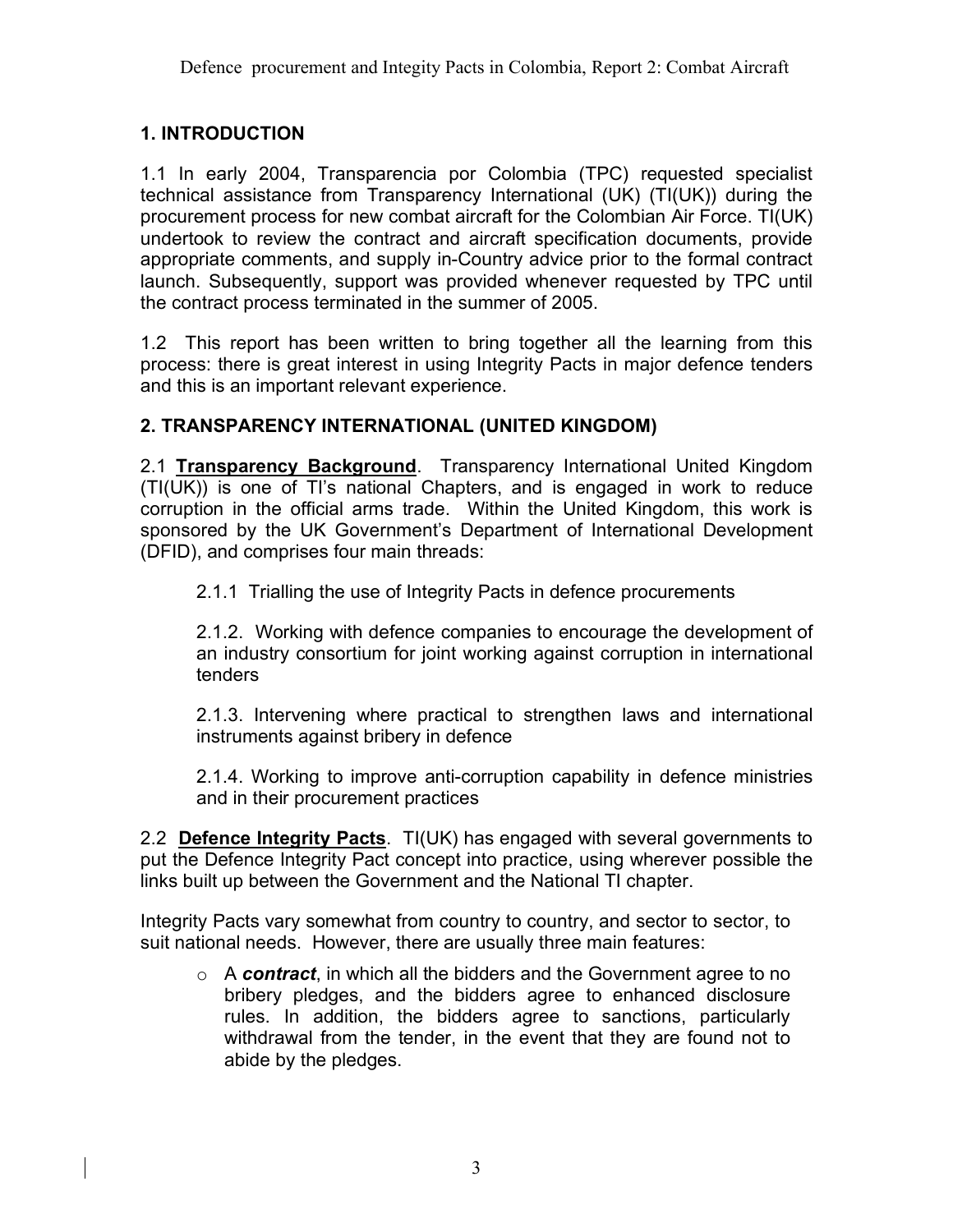## 1. INTRODUCTION

1.1 In early 2004, Transparencia por Colombia (TPC) requested specialist technical assistance from Transparency International (UK) (TI(UK)) during the procurement process for new combat aircraft for the Colombian Air Force. TI(UK) undertook to review the contract and aircraft specification documents, provide appropriate comments, and supply in-Country advice prior to the formal contract launch. Subsequently, support was provided whenever requested by TPC until the contract process terminated in the summer of 2005.

1.2 This report has been written to bring together all the learning from this process: there is great interest in using Integrity Pacts in major defence tenders and this is an important relevant experience.

## 2. TRANSPARENCY INTERNATIONAL (UNITED KINGDOM)

2.1 **Transparency Background**. Transparency International United Kingdom (TI(UK)) is one of TI's national Chapters, and is engaged in work to reduce corruption in the official arms trade. Within the United Kingdom, this work is sponsored by the UK Government's Department of International Development (DFID), and comprises four main threads:

2.1.1 Trialling the use of Integrity Pacts in defence procurements

2.1.2. Working with defence companies to encourage the development of an industry consortium for joint working against corruption in international tenders

2.1.3. Intervening where practical to strengthen laws and international instruments against bribery in defence

2.1.4. Working to improve anti-corruption capability in defence ministries and in their procurement practices

2.2 **Defence Integrity Pacts**. TI(UK) has engaged with several governments to put the Defence Integrity Pact concept into practice, using wherever possible the links built up between the Government and the National TI chapter.

Integrity Pacts vary somewhat from country to country, and sector to sector, to suit national needs. However, there are usually three main features:

- A ***contract***, in which all the bidders and the Government agree to no bribery pledges, and the bidders agree to enhanced disclosure rules. In addition, the bidders agree to sanctions, particularly withdrawal from the tender, in the event that they are found not to abide by the pledges.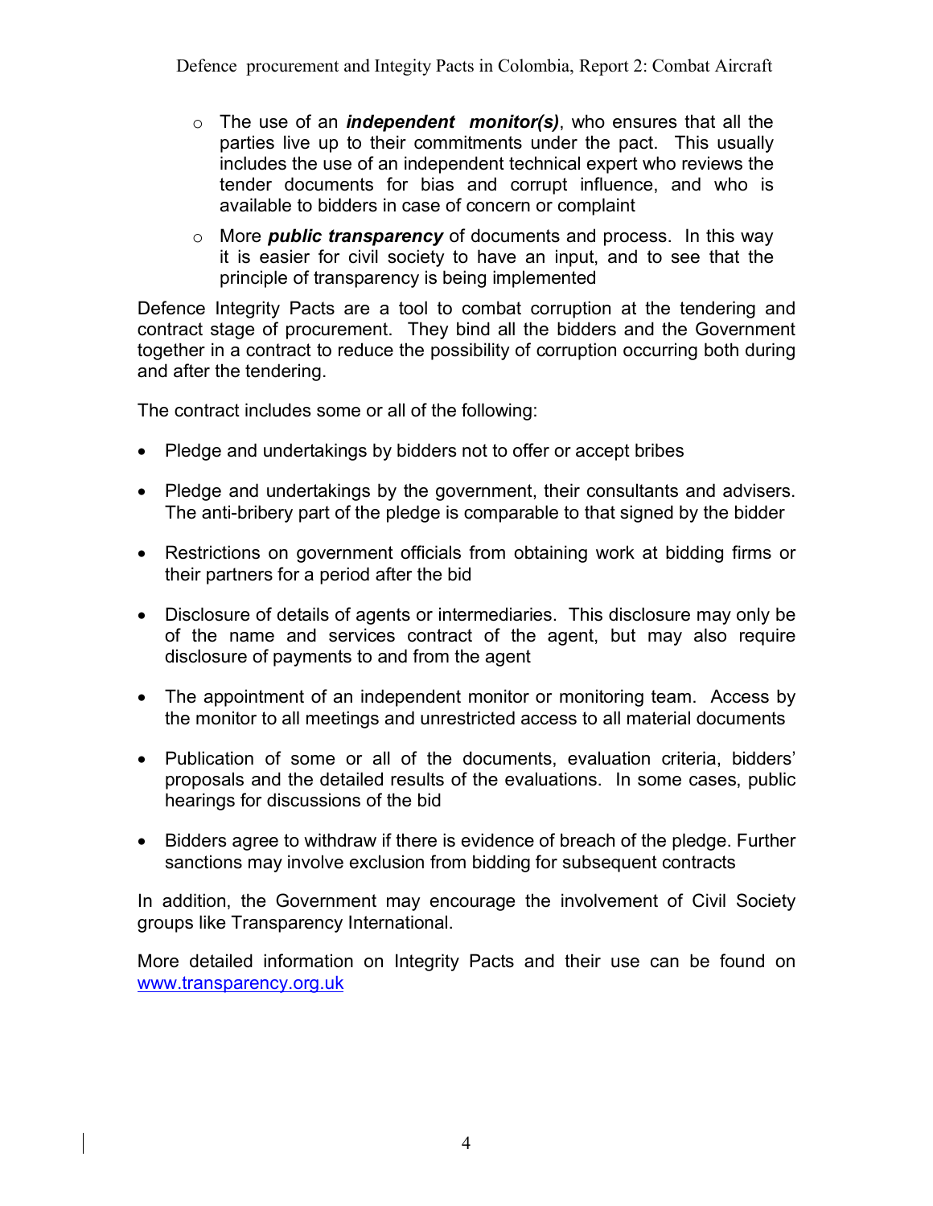- The use of an ***independent monitor(s)***, who ensures that all the parties live up to their commitments under the pact. This usually includes the use of an independent technical expert who reviews the tender documents for bias and corrupt influence, and who is available to bidders in case of concern or complaint
- More ***public transparency*** of documents and process. In this way it is easier for civil society to have an input, and to see that the principle of transparency is being implemented

Defence Integrity Pacts are a tool to combat corruption at the tendering and contract stage of procurement. They bind all the bidders and the Government together in a contract to reduce the possibility of corruption occurring both during and after the tendering.

The contract includes some or all of the following:

- Pledge and undertakings by bidders not to offer or accept bribes
- Pledge and undertakings by the government, their consultants and advisers. The anti-bribery part of the pledge is comparable to that signed by the bidder
- Restrictions on government officials from obtaining work at bidding firms or their partners for a period after the bid
- Disclosure of details of agents or intermediaries. This disclosure may only be of the name and services contract of the agent, but may also require disclosure of payments to and from the agent
- The appointment of an independent monitor or monitoring team. Access by the monitor to all meetings and unrestricted access to all material documents
- Publication of some or all of the documents, evaluation criteria, bidders' proposals and the detailed results of the evaluations. In some cases, public hearings for discussions of the bid
- Bidders agree to withdraw if there is evidence of breach of the pledge. Further sanctions may involve exclusion from bidding for subsequent contracts

In addition, the Government may encourage the involvement of Civil Society groups like Transparency International.

More detailed information on Integrity Pacts and their use can be found on [www.transparency.org.uk](http://www.transparency.org.uk)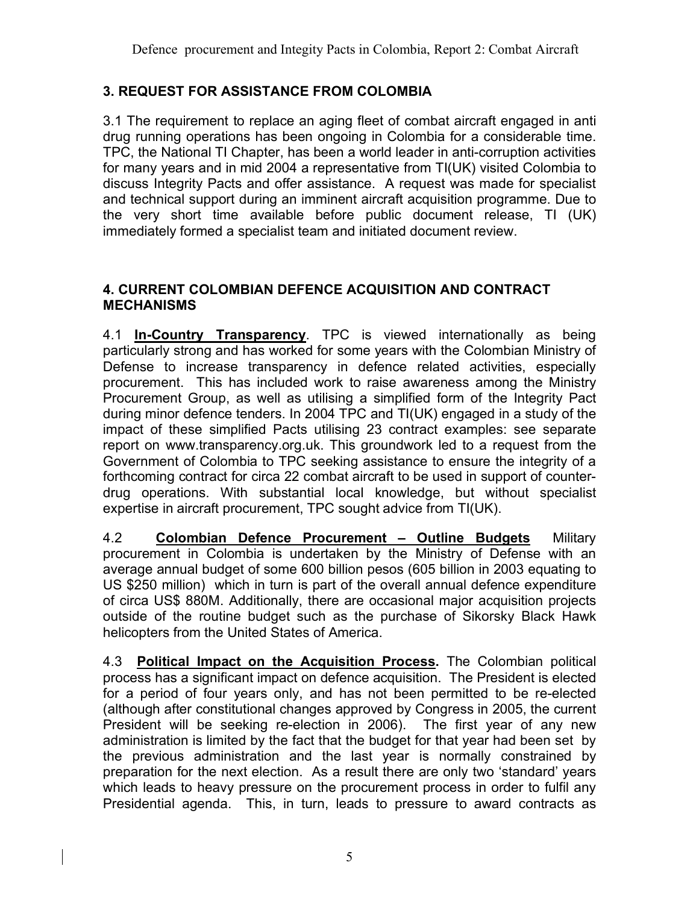## 3. REQUEST FOR ASSISTANCE FROM COLOMBIA

3.1 The requirement to replace an aging fleet of combat aircraft engaged in anti drug running operations has been ongoing in Colombia for a considerable time. TPC, the National TI Chapter, has been a world leader in anti-corruption activities for many years and in mid 2004 a representative from TI(UK) visited Colombia to discuss Integrity Pacts and offer assistance. A request was made for specialist and technical support during an imminent aircraft acquisition programme. Due to the very short time available before public document release, TI (UK) immediately formed a specialist team and initiated document review.

## 4. CURRENT COLOMBIAN DEFENCE ACQUISITION AND CONTRACT MECHANISMS

4.1 **In-Country Transparency**. TPC is viewed internationally as being particularly strong and has worked for some years with the Colombian Ministry of Defense to increase transparency in defence related activities, especially procurement. This has included work to raise awareness among the Ministry Procurement Group, as well as utilising a simplified form of the Integrity Pact during minor defence tenders. In 2004 TPC and TI(UK) engaged in a study of the impact of these simplified Pacts utilising 23 contract examples: see separate report on www.transparency.org.uk. This groundwork led to a request from the Government of Colombia to TPC seeking assistance to ensure the integrity of a forthcoming contract for circa 22 combat aircraft to be used in support of counter-drug operations. With substantial local knowledge, but without specialist expertise in aircraft procurement, TPC sought advice from TI(UK).

4.2 **Colombian Defence Procurement – Outline Budgets** Military procurement in Colombia is undertaken by the Ministry of Defense with an average annual budget of some 600 billion pesos (605 billion in 2003 equating to US $250 million) which in turn is part of the overall annual defence expenditure of circa US$ 880M. Additionally, there are occasional major acquisition projects outside of the routine budget such as the purchase of Sikorsky Black Hawk helicopters from the United States of America.

4.3 **Political Impact on the Acquisition Process.** The Colombian political process has a significant impact on defence acquisition. The President is elected for a period of four years only, and has not been permitted to be re-elected (although after constitutional changes approved by Congress in 2005, the current President will be seeking re-election in 2006). The first year of any new administration is limited by the fact that the budget for that year had been set by the previous administration and the last year is normally constrained by preparation for the next election. As a result there are only two 'standard' years which leads to heavy pressure on the procurement process in order to fulfil any Presidential agenda. This, in turn, leads to pressure to award contracts as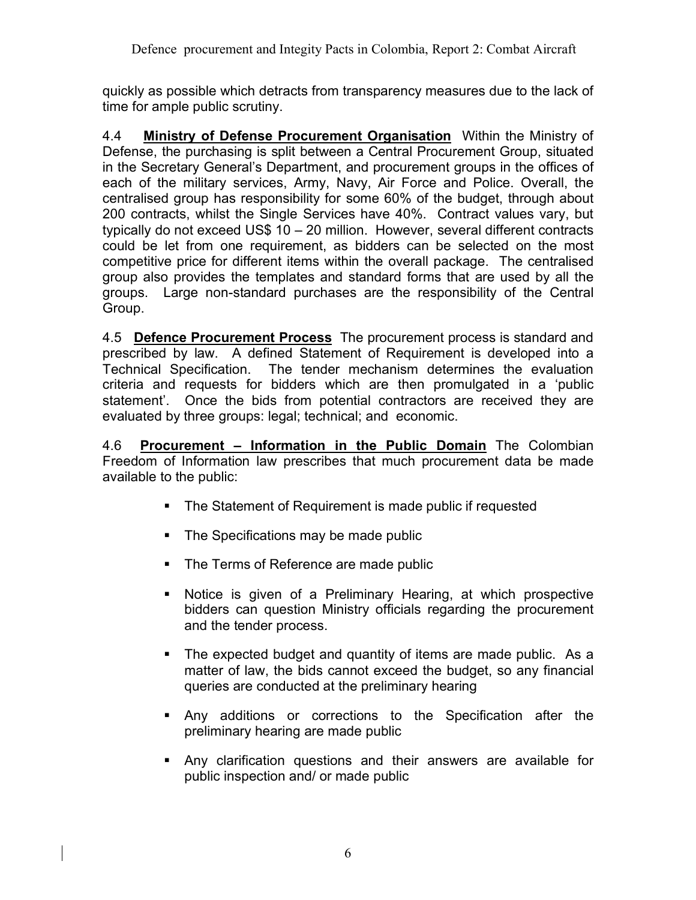quickly as possible which detracts from transparency measures due to the lack of time for ample public scrutiny.

4.4 **Ministry of Defense Procurement Organisation** Within the Ministry of Defense, the purchasing is split between a Central Procurement Group, situated in the Secretary General's Department, and procurement groups in the offices of each of the military services, Army, Navy, Air Force and Police. Overall, the centralised group has responsibility for some 60% of the budget, through about 200 contracts, whilst the Single Services have 40%. Contract values vary, but typically do not exceed US$ 10 – 20 million. However, several different contracts could be let from one requirement, as bidders can be selected on the most competitive price for different items within the overall package. The centralised group also provides the templates and standard forms that are used by all the groups. Large non-standard purchases are the responsibility of the Central Group.

4.5 **Defence Procurement Process** The procurement process is standard and prescribed by law. A defined Statement of Requirement is developed into a Technical Specification. The tender mechanism determines the evaluation criteria and requests for bidders which are then promulgated in a 'public statement'. Once the bids from potential contractors are received they are evaluated by three groups: legal; technical; and economic.

4.6 **Procurement – Information in the Public Domain** The Colombian Freedom of Information law prescribes that much procurement data be made available to the public:

- The Statement of Requirement is made public if requested
- The Specifications may be made public
- The Terms of Reference are made public
- Notice is given of a Preliminary Hearing, at which prospective bidders can question Ministry officials regarding the procurement and the tender process.
- The expected budget and quantity of items are made public. As a matter of law, the bids cannot exceed the budget, so any financial queries are conducted at the preliminary hearing
- Any additions or corrections to the Specification after the preliminary hearing are made public
- Any clarification questions and their answers are available for public inspection and/ or made public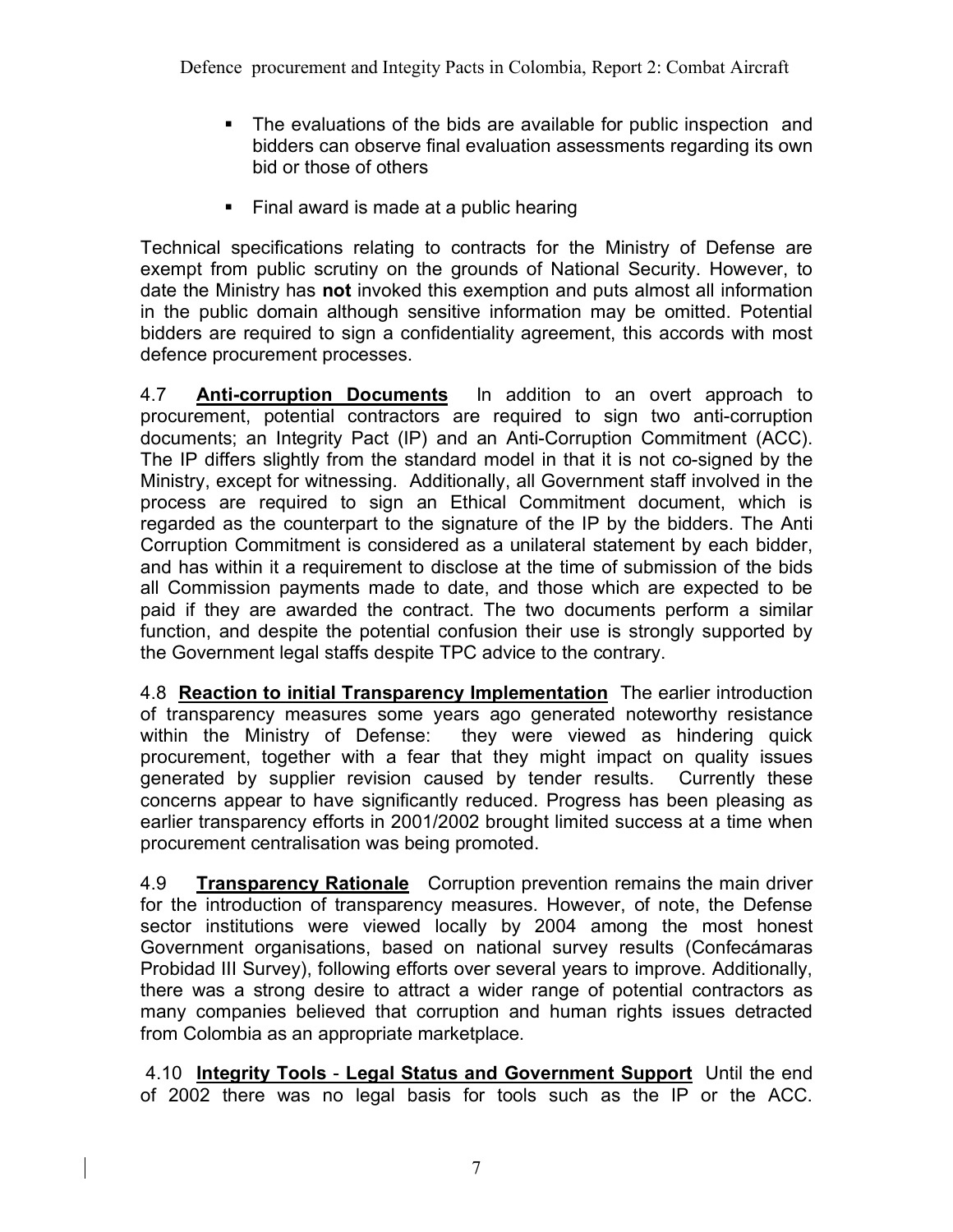- The evaluations of the bids are available for public inspection and bidders can observe final evaluation assessments regarding its own bid or those of others

- Final award is made at a public hearing

Technical specifications relating to contracts for the Ministry of Defense are exempt from public scrutiny on the grounds of National Security. However, to date the Ministry has **not** invoked this exemption and puts almost all information in the public domain although sensitive information may be omitted. Potential bidders are required to sign a confidentiality agreement, this accords with most defence procurement processes.

4.7 **Anti-corruption Documents** In addition to an overt approach to procurement, potential contractors are required to sign two anti-corruption documents; an Integrity Pact (IP) and an Anti-Corruption Commitment (ACC). The IP differs slightly from the standard model in that it is not co-signed by the Ministry, except for witnessing. Additionally, all Government staff involved in the process are required to sign an Ethical Commitment document, which is regarded as the counterpart to the signature of the IP by the bidders. The Anti Corruption Commitment is considered as a unilateral statement by each bidder, and has within it a requirement to disclose at the time of submission of the bids all Commission payments made to date, and those which are expected to be paid if they are awarded the contract. The two documents perform a similar function, and despite the potential confusion their use is strongly supported by the Government legal staffs despite TPC advice to the contrary.

4.8 **Reaction to initial Transparency Implementation** The earlier introduction of transparency measures some years ago generated noteworthy resistance within the Ministry of Defense: they were viewed as hindering quick procurement, together with a fear that they might impact on quality issues generated by supplier revision caused by tender results. Currently these concerns appear to have significantly reduced. Progress has been pleasing as earlier transparency efforts in 2001/2002 brought limited success at a time when procurement centralisation was being promoted.

4.9 **Transparency Rationale** Corruption prevention remains the main driver for the introduction of transparency measures. However, of note, the Defense sector institutions were viewed locally by 2004 among the most honest Government organisations, based on national survey results (Confecámaras Probidad III Survey), following efforts over several years to improve. Additionally, there was a strong desire to attract a wider range of potential contractors as many companies believed that corruption and human rights issues detracted from Colombia as an appropriate marketplace.

4.10 **Integrity Tools - Legal Status and Government Support** Until the end of 2002 there was no legal basis for tools such as the IP or the ACC.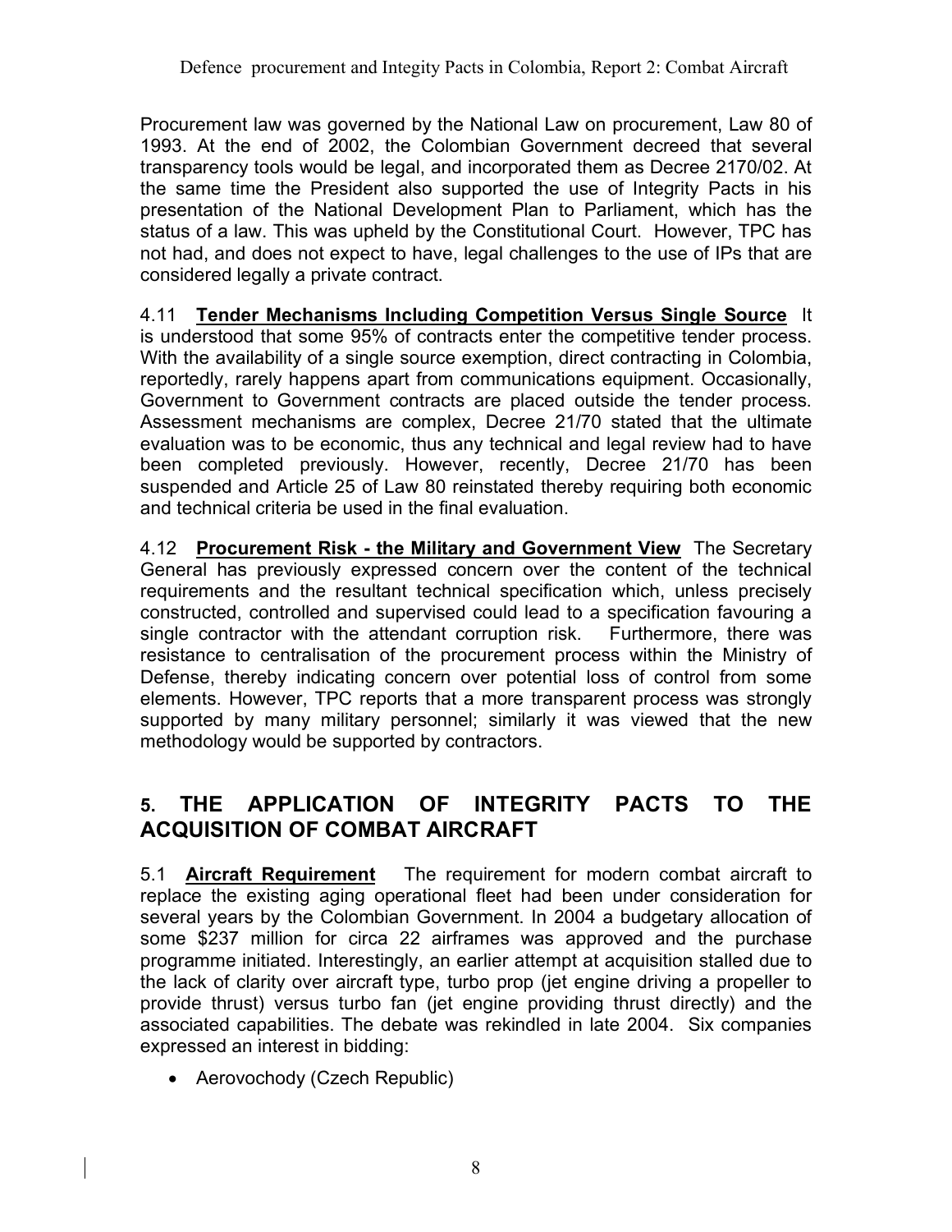Procurement law was governed by the National Law on procurement, Law 80 of 1993. At the end of 2002, the Colombian Government decreed that several transparency tools would be legal, and incorporated them as Decree 2170/02. At the same time the President also supported the use of Integrity Pacts in his presentation of the National Development Plan to Parliament, which has the status of a law. This was upheld by the Constitutional Court. However, TPC has not had, and does not expect to have, legal challenges to the use of IPs that are considered legally a private contract.

4.11 **Tender Mechanisms Including Competition Versus Single Source** It is understood that some 95% of contracts enter the competitive tender process. With the availability of a single source exemption, direct contracting in Colombia, reportedly, rarely happens apart from communications equipment. Occasionally, Government to Government contracts are placed outside the tender process. Assessment mechanisms are complex, Decree 21/70 stated that the ultimate evaluation was to be economic, thus any technical and legal review had to have been completed previously. However, recently, Decree 21/70 has been suspended and Article 25 of Law 80 reinstated thereby requiring both economic and technical criteria be used in the final evaluation.

4.12 **Procurement Risk - the Military and Government View** The Secretary General has previously expressed concern over the content of the technical requirements and the resultant technical specification which, unless precisely constructed, controlled and supervised could lead to a specification favouring a single contractor with the attendant corruption risk. Furthermore, there was resistance to centralisation of the procurement process within the Ministry of Defense, thereby indicating concern over potential loss of control from some elements. However, TPC reports that a more transparent process was strongly supported by many military personnel; similarly it was viewed that the new methodology would be supported by contractors.

## 5. THE APPLICATION OF INTEGRITY PACTS TO THE ACQUISITION OF COMBAT AIRCRAFT

5.1 **Aircraft Requirement** The requirement for modern combat aircraft to replace the existing aging operational fleet had been under consideration for several years by the Colombian Government. In 2004 a budgetary allocation of some $237 million for circa 22 airframes was approved and the purchase programme initiated. Interestingly, an earlier attempt at acquisition stalled due to the lack of clarity over aircraft type, turbo prop (jet engine driving a propeller to provide thrust) versus turbo fan (jet engine providing thrust directly) and the associated capabilities. The debate was rekindled in late 2004. Six companies expressed an interest in bidding:

- Aerovochody (Czech Republic)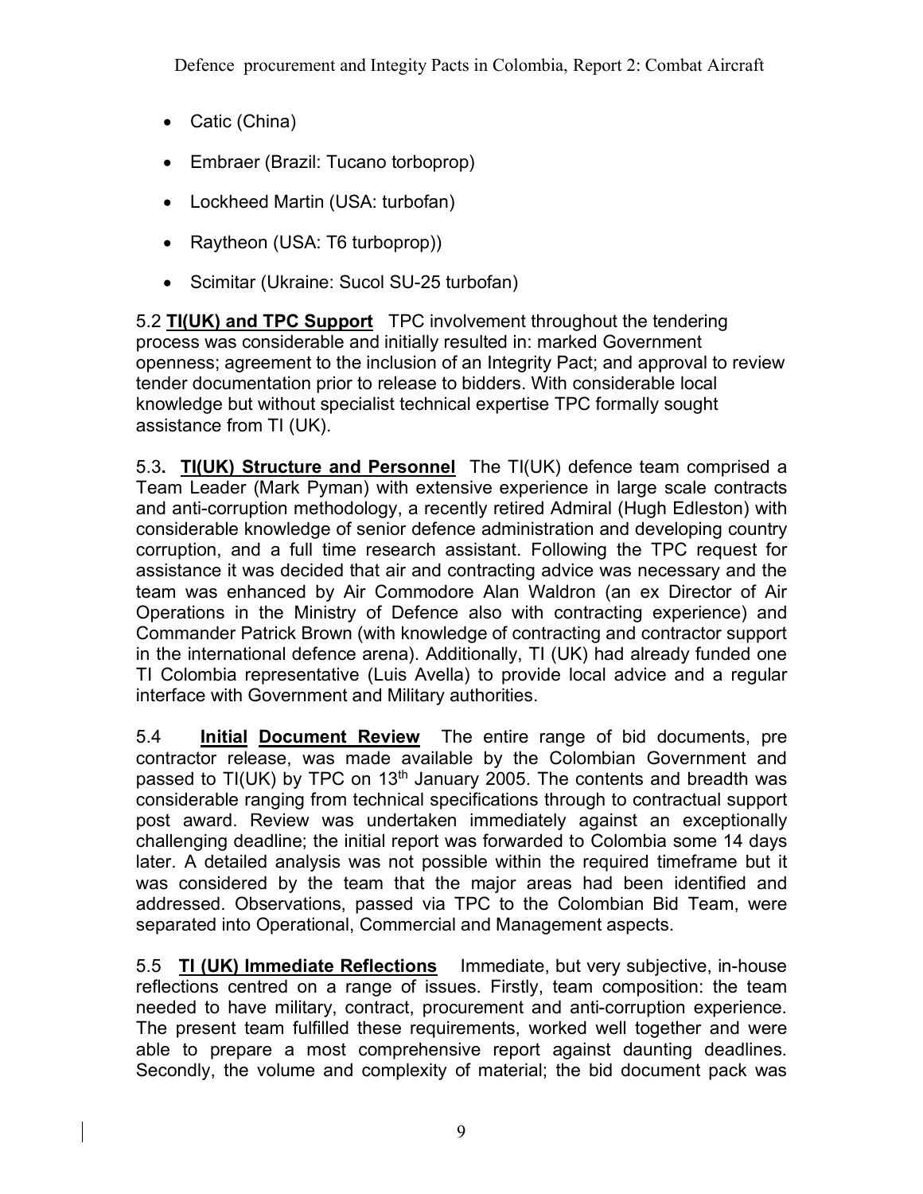- Catic (China)
- Embraer (Brazil: Tucano torboprop)
- Lockheed Martin (USA: turbofan)
- Raytheon (USA: T6 turboprop))
- Scimitar (Ukraine: Sucol SU-25 turbofan)

5.2 **TI(UK) and TPC Support** TPC involvement throughout the tendering process was considerable and initially resulted in: marked Government openness; agreement to the inclusion of an Integrity Pact; and approval to review tender documentation prior to release to bidders. With considerable local knowledge but without specialist technical expertise TPC formally sought assistance from TI (UK).

5.3**. TI(UK) Structure and Personnel** The TI(UK) defence team comprised a Team Leader (Mark Pyman) with extensive experience in large scale contracts and anti-corruption methodology, a recently retired Admiral (Hugh Edleston) with considerable knowledge of senior defence administration and developing country corruption, and a full time research assistant. Following the TPC request for assistance it was decided that air and contracting advice was necessary and the team was enhanced by Air Commodore Alan Waldron (an ex Director of Air Operations in the Ministry of Defence also with contracting experience) and Commander Patrick Brown (with knowledge of contracting and contractor support in the international defence arena). Additionally, TI (UK) had already funded one TI Colombia representative (Luis Avella) to provide local advice and a regular interface with Government and Military authorities.

5.4 **Initial Document Review** The entire range of bid documents, pre contractor release, was made available by the Colombian Government and passed to TI(UK) by TPC on 13th January 2005. The contents and breadth was considerable ranging from technical specifications through to contractual support post award. Review was undertaken immediately against an exceptionally challenging deadline; the initial report was forwarded to Colombia some 14 days later. A detailed analysis was not possible within the required timeframe but it was considered by the team that the major areas had been identified and addressed. Observations, passed via TPC to the Colombian Bid Team, were separated into Operational, Commercial and Management aspects.

5.5 **TI (UK) Immediate Reflections** Immediate, but very subjective, in-house reflections centred on a range of issues. Firstly, team composition: the team needed to have military, contract, procurement and anti-corruption experience. The present team fulfilled these requirements, worked well together and were able to prepare a most comprehensive report against daunting deadlines. Secondly, the volume and complexity of material; the bid document pack was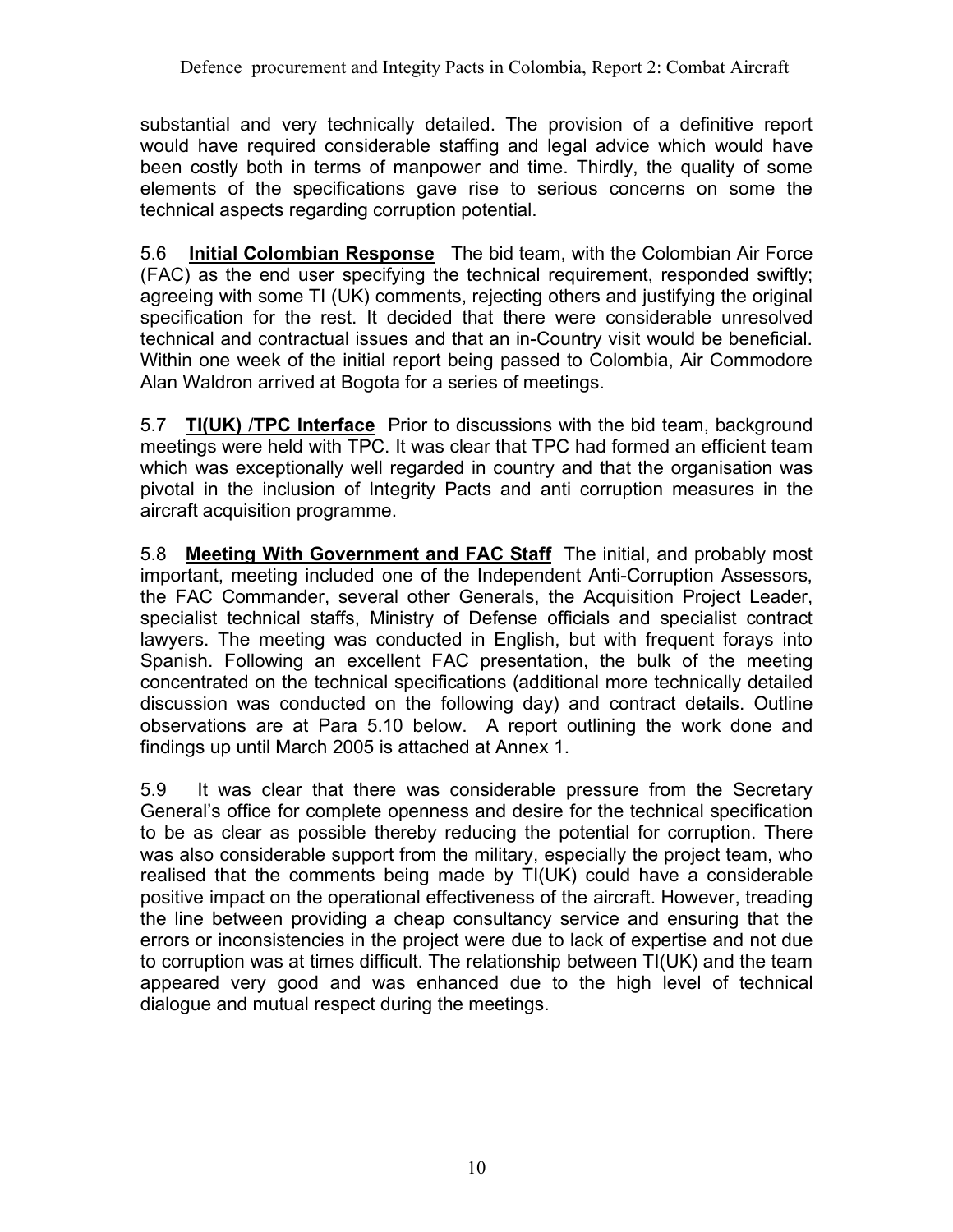substantial and very technically detailed. The provision of a definitive report would have required considerable staffing and legal advice which would have been costly both in terms of manpower and time. Thirdly, the quality of some elements of the specifications gave rise to serious concerns on some the technical aspects regarding corruption potential.

5.6 **Initial Colombian Response** The bid team, with the Colombian Air Force (FAC) as the end user specifying the technical requirement, responded swiftly; agreeing with some TI (UK) comments, rejecting others and justifying the original specification for the rest. It decided that there were considerable unresolved technical and contractual issues and that an in-Country visit would be beneficial. Within one week of the initial report being passed to Colombia, Air Commodore Alan Waldron arrived at Bogota for a series of meetings.

5.7 **TI(UK) /TPC Interface** Prior to discussions with the bid team, background meetings were held with TPC. It was clear that TPC had formed an efficient team which was exceptionally well regarded in country and that the organisation was pivotal in the inclusion of Integrity Pacts and anti corruption measures in the aircraft acquisition programme.

5.8 **Meeting With Government and FAC Staff** The initial, and probably most important, meeting included one of the Independent Anti-Corruption Assessors, the FAC Commander, several other Generals, the Acquisition Project Leader, specialist technical staffs, Ministry of Defense officials and specialist contract lawyers. The meeting was conducted in English, but with frequent forays into Spanish. Following an excellent FAC presentation, the bulk of the meeting concentrated on the technical specifications (additional more technically detailed discussion was conducted on the following day) and contract details. Outline observations are at Para 5.10 below. A report outlining the work done and findings up until March 2005 is attached at Annex 1.

5.9 It was clear that there was considerable pressure from the Secretary General's office for complete openness and desire for the technical specification to be as clear as possible thereby reducing the potential for corruption. There was also considerable support from the military, especially the project team, who realised that the comments being made by TI(UK) could have a considerable positive impact on the operational effectiveness of the aircraft. However, treading the line between providing a cheap consultancy service and ensuring that the errors or inconsistencies in the project were due to lack of expertise and not due to corruption was at times difficult. The relationship between TI(UK) and the team appeared very good and was enhanced due to the high level of technical dialogue and mutual respect during the meetings.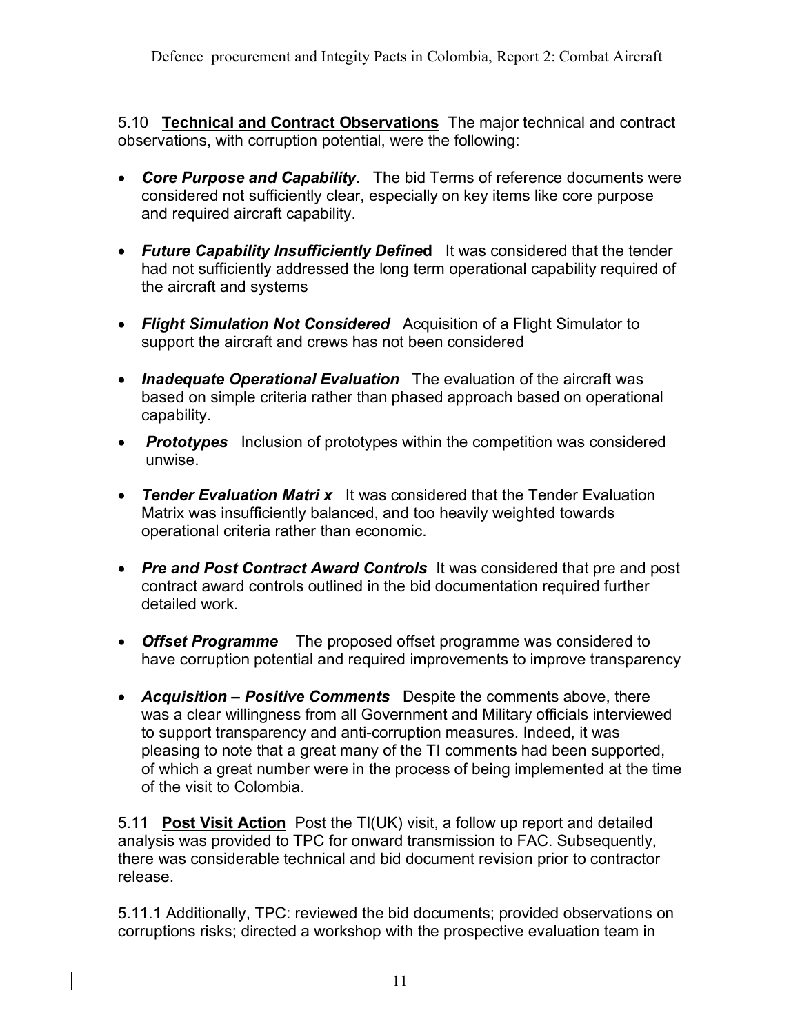5.10 **Technical and Contract Observations** The major technical and contract observations, with corruption potential, were the following:

- ***Core Purpose and Capability***. The bid Terms of reference documents were considered not sufficiently clear, especially on key items like core purpose and required aircraft capability.
- ***Future Capability Insufficiently Defined*** It was considered that the tender had not sufficiently addressed the long term operational capability required of the aircraft and systems
- ***Flight Simulation Not Considered*** Acquisition of a Flight Simulator to support the aircraft and crews has not been considered
- ***Inadequate Operational Evaluation*** The evaluation of the aircraft was based on simple criteria rather than phased approach based on operational capability.
- ***Prototypes*** Inclusion of prototypes within the competition was considered unwise.
- ***Tender Evaluation Matri x*** It was considered that the Tender Evaluation Matrix was insufficiently balanced, and too heavily weighted towards operational criteria rather than economic.
- ***Pre and Post Contract Award Controls*** It was considered that pre and post contract award controls outlined in the bid documentation required further detailed work.
- ***Offset Programme*** The proposed offset programme was considered to have corruption potential and required improvements to improve transparency
- ***Acquisition – Positive Comments*** Despite the comments above, there was a clear willingness from all Government and Military officials interviewed to support transparency and anti-corruption measures. Indeed, it was pleasing to note that a great many of the TI comments had been supported, of which a great number were in the process of being implemented at the time of the visit to Colombia.

5.11 **Post Visit Action** Post the TI(UK) visit, a follow up report and detailed analysis was provided to TPC for onward transmission to FAC. Subsequently, there was considerable technical and bid document revision prior to contractor release.

5.11.1 Additionally, TPC: reviewed the bid documents; provided observations on corruptions risks; directed a workshop with the prospective evaluation team in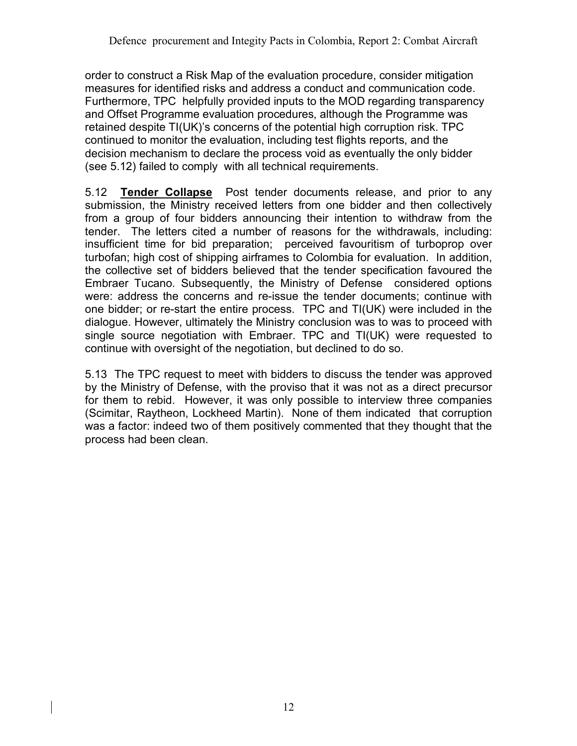order to construct a Risk Map of the evaluation procedure, consider mitigation measures for identified risks and address a conduct and communication code. Furthermore, TPC helpfully provided inputs to the MOD regarding transparency and Offset Programme evaluation procedures, although the Programme was retained despite TI(UK)'s concerns of the potential high corruption risk. TPC continued to monitor the evaluation, including test flights reports, and the decision mechanism to declare the process void as eventually the only bidder (see 5.12) failed to comply with all technical requirements.

5.12 **Tender Collapse** Post tender documents release, and prior to any submission, the Ministry received letters from one bidder and then collectively from a group of four bidders announcing their intention to withdraw from the tender. The letters cited a number of reasons for the withdrawals, including: insufficient time for bid preparation; perceived favouritism of turboprop over turbofan; high cost of shipping airframes to Colombia for evaluation. In addition, the collective set of bidders believed that the tender specification favoured the Embraer Tucano. Subsequently, the Ministry of Defense considered options were: address the concerns and re-issue the tender documents; continue with one bidder; or re-start the entire process. TPC and TI(UK) were included in the dialogue. However, ultimately the Ministry conclusion was to was to proceed with single source negotiation with Embraer. TPC and TI(UK) were requested to continue with oversight of the negotiation, but declined to do so.

5.13 The TPC request to meet with bidders to discuss the tender was approved by the Ministry of Defense, with the proviso that it was not as a direct precursor for them to rebid. However, it was only possible to interview three companies (Scimitar, Raytheon, Lockheed Martin). None of them indicated that corruption was a factor: indeed two of them positively commented that they thought that the process had been clean.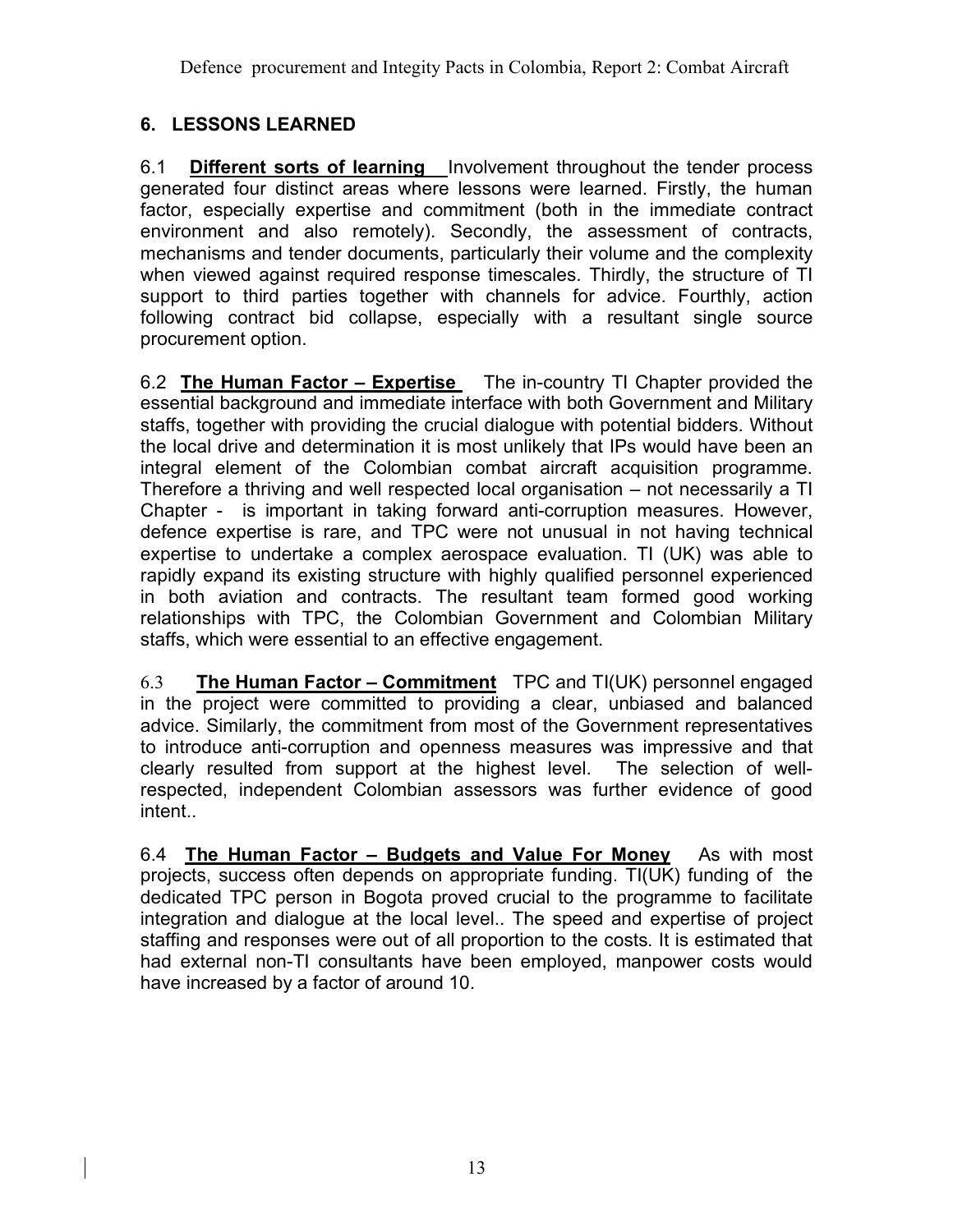## 6. LESSONS LEARNED

6.1 **Different sorts of learning** Involvement throughout the tender process generated four distinct areas where lessons were learned. Firstly, the human factor, especially expertise and commitment (both in the immediate contract environment and also remotely). Secondly, the assessment of contracts, mechanisms and tender documents, particularly their volume and the complexity when viewed against required response timescales. Thirdly, the structure of TI support to third parties together with channels for advice. Fourthly, action following contract bid collapse, especially with a resultant single source procurement option.

6.2 **The Human Factor – Expertise** The in-country TI Chapter provided the essential background and immediate interface with both Government and Military staffs, together with providing the crucial dialogue with potential bidders. Without the local drive and determination it is most unlikely that IPs would have been an integral element of the Colombian combat aircraft acquisition programme. Therefore a thriving and well respected local organisation – not necessarily a TI Chapter - is important in taking forward anti-corruption measures. However, defence expertise is rare, and TPC were not unusual in not having technical expertise to undertake a complex aerospace evaluation. TI (UK) was able to rapidly expand its existing structure with highly qualified personnel experienced in both aviation and contracts. The resultant team formed good working relationships with TPC, the Colombian Government and Colombian Military staffs, which were essential to an effective engagement.

6.3 **The Human Factor – Commitment** TPC and TI(UK) personnel engaged in the project were committed to providing a clear, unbiased and balanced advice. Similarly, the commitment from most of the Government representatives to introduce anti-corruption and openness measures was impressive and that clearly resulted from support at the highest level. The selection of well-respected, independent Colombian assessors was further evidence of good intent..

6.4 **The Human Factor – Budgets and Value For Money** As with most projects, success often depends on appropriate funding. TI(UK) funding of the dedicated TPC person in Bogota proved crucial to the programme to facilitate integration and dialogue at the local level.. The speed and expertise of project staffing and responses were out of all proportion to the costs. It is estimated that had external non-TI consultants have been employed, manpower costs would have increased by a factor of around 10.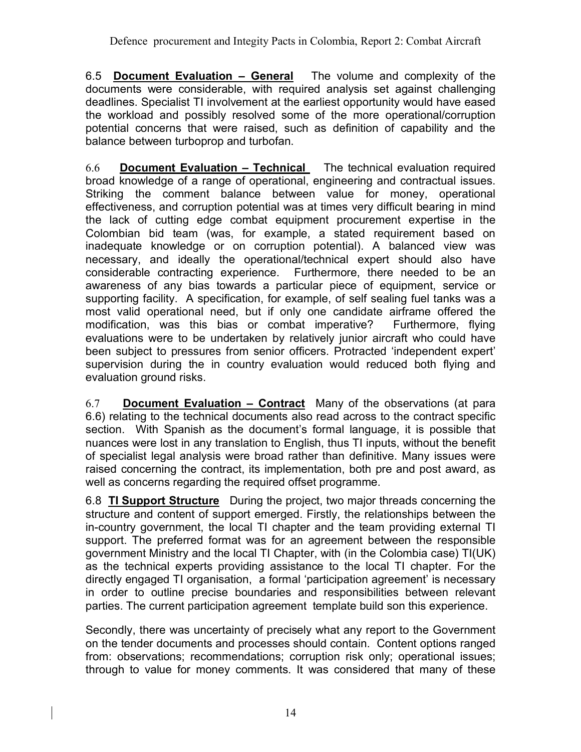6.5 **Document Evaluation – General** The volume and complexity of the documents were considerable, with required analysis set against challenging deadlines. Specialist TI involvement at the earliest opportunity would have eased the workload and possibly resolved some of the more operational/corruption potential concerns that were raised, such as definition of capability and the balance between turboprop and turbofan.

6.6 **Document Evaluation – Technical** The technical evaluation required broad knowledge of a range of operational, engineering and contractual issues. Striking the comment balance between value for money, operational effectiveness, and corruption potential was at times very difficult bearing in mind the lack of cutting edge combat equipment procurement expertise in the Colombian bid team (was, for example, a stated requirement based on inadequate knowledge or on corruption potential). A balanced view was necessary, and ideally the operational/technical expert should also have considerable contracting experience. Furthermore, there needed to be an awareness of any bias towards a particular piece of equipment, service or supporting facility. A specification, for example, of self sealing fuel tanks was a most valid operational need, but if only one candidate airframe offered the modification, was this bias or combat imperative? Furthermore, flying evaluations were to be undertaken by relatively junior aircraft who could have been subject to pressures from senior officers. Protracted 'independent expert' supervision during the in country evaluation would reduced both flying and evaluation ground risks.

6.7 **Document Evaluation – Contract** Many of the observations (at para 6.6) relating to the technical documents also read across to the contract specific section. With Spanish as the document's formal language, it is possible that nuances were lost in any translation to English, thus TI inputs, without the benefit of specialist legal analysis were broad rather than definitive. Many issues were raised concerning the contract, its implementation, both pre and post award, as well as concerns regarding the required offset programme.

6.8 **TI Support Structure** During the project, two major threads concerning the structure and content of support emerged. Firstly, the relationships between the in-country government, the local TI chapter and the team providing external TI support. The preferred format was for an agreement between the responsible government Ministry and the local TI Chapter, with (in the Colombia case) TI(UK) as the technical experts providing assistance to the local TI chapter. For the directly engaged TI organisation, a formal 'participation agreement' is necessary in order to outline precise boundaries and responsibilities between relevant parties. The current participation agreement template build son this experience.

Secondly, there was uncertainty of precisely what any report to the Government on the tender documents and processes should contain. Content options ranged from: observations; recommendations; corruption risk only; operational issues; through to value for money comments. It was considered that many of these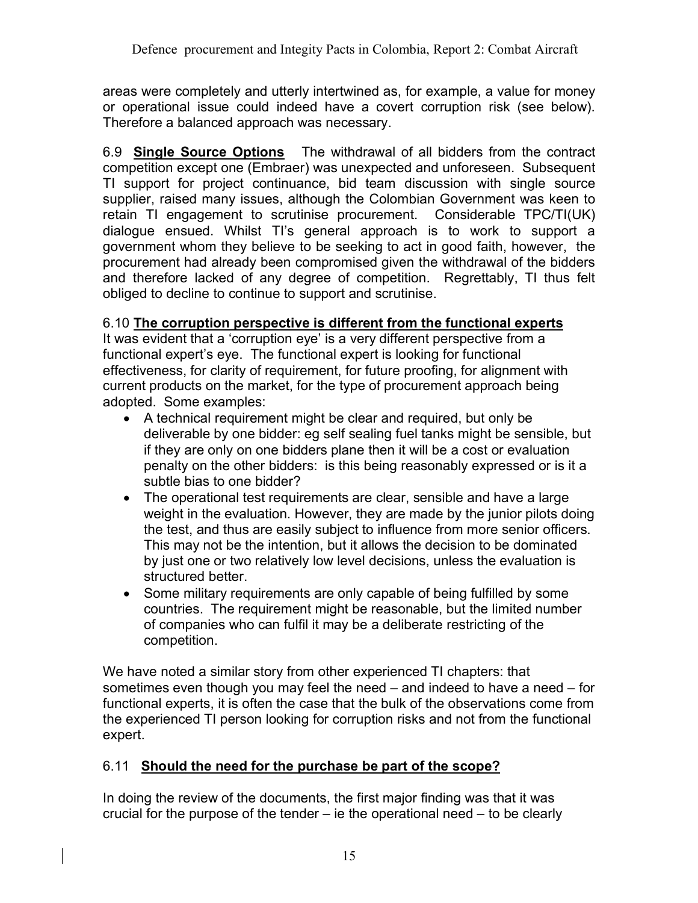areas were completely and utterly intertwined as, for example, a value for money or operational issue could indeed have a covert corruption risk (see below). Therefore a balanced approach was necessary.

6.9 **Single Source Options** The withdrawal of all bidders from the contract competition except one (Embraer) was unexpected and unforeseen. Subsequent TI support for project continuance, bid team discussion with single source supplier, raised many issues, although the Colombian Government was keen to retain TI engagement to scrutinise procurement. Considerable TPC/TI(UK) dialogue ensued. Whilst TI's general approach is to work to support a government whom they believe to be seeking to act in good faith, however, the procurement had already been compromised given the withdrawal of the bidders and therefore lacked of any degree of competition. Regrettably, TI thus felt obliged to decline to continue to support and scrutinise.

6.10 **The corruption perspective is different from the functional experts**
It was evident that a 'corruption eye' is a very different perspective from a functional expert's eye. The functional expert is looking for functional effectiveness, for clarity of requirement, for future proofing, for alignment with current products on the market, for the type of procurement approach being adopted. Some examples:

- A technical requirement might be clear and required, but only be deliverable by one bidder: eg self sealing fuel tanks might be sensible, but if they are only on one bidders plane then it will be a cost or evaluation penalty on the other bidders: is this being reasonably expressed or is it a subtle bias to one bidder?
- The operational test requirements are clear, sensible and have a large weight in the evaluation. However, they are made by the junior pilots doing the test, and thus are easily subject to influence from more senior officers. This may not be the intention, but it allows the decision to be dominated by just one or two relatively low level decisions, unless the evaluation is structured better.
- Some military requirements are only capable of being fulfilled by some countries. The requirement might be reasonable, but the limited number of companies who can fulfil it may be a deliberate restricting of the competition.

We have noted a similar story from other experienced TI chapters: that sometimes even though you may feel the need – and indeed to have a need – for functional experts, it is often the case that the bulk of the observations come from the experienced TI person looking for corruption risks and not from the functional expert.

## 6.11 **Should the need for the purchase be part of the scope?**

In doing the review of the documents, the first major finding was that it was crucial for the purpose of the tender – ie the operational need – to be clearly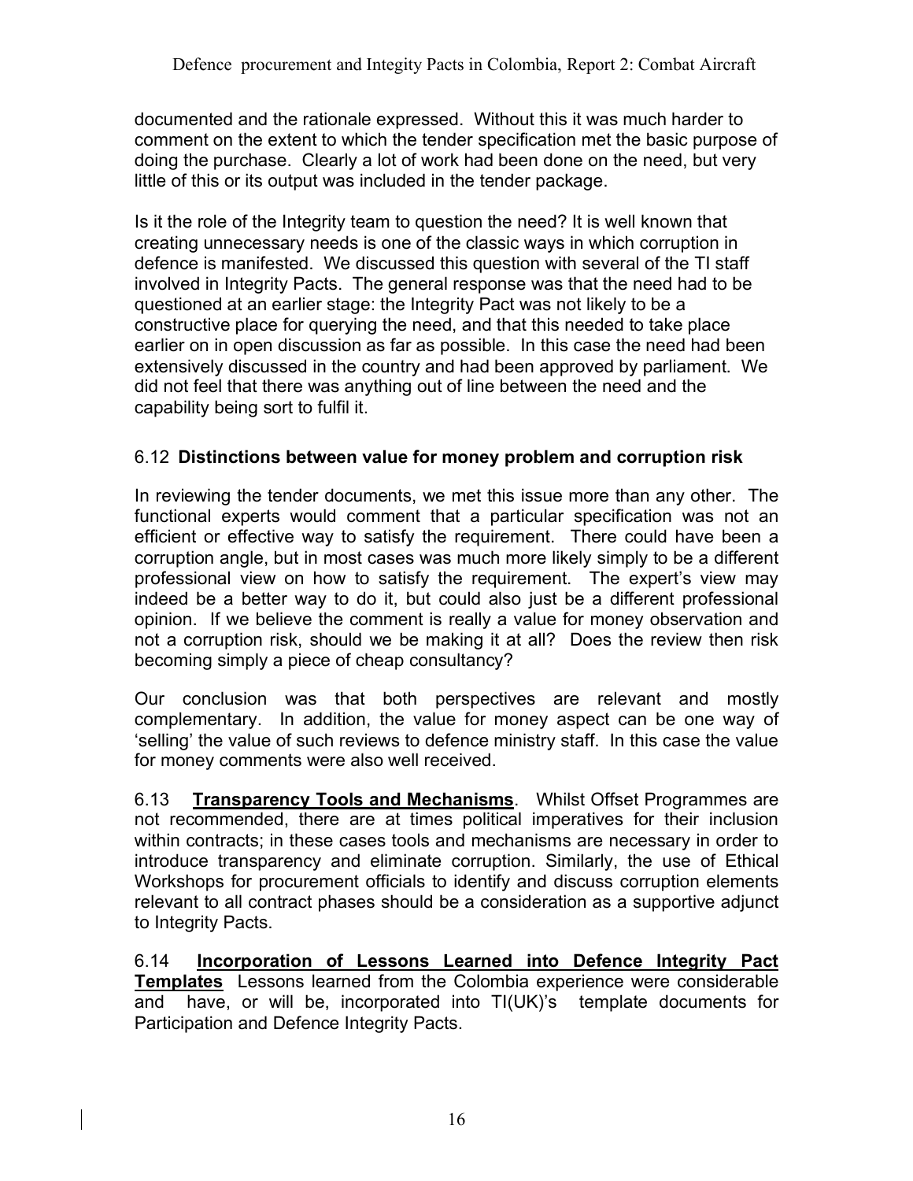documented and the rationale expressed. Without this it was much harder to comment on the extent to which the tender specification met the basic purpose of doing the purchase. Clearly a lot of work had been done on the need, but very little of this or its output was included in the tender package.

Is it the role of the Integrity team to question the need? It is well known that creating unnecessary needs is one of the classic ways in which corruption in defence is manifested. We discussed this question with several of the TI staff involved in Integrity Pacts. The general response was that the need had to be questioned at an earlier stage: the Integrity Pact was not likely to be a constructive place for querying the need, and that this needed to take place earlier on in open discussion as far as possible. In this case the need had been extensively discussed in the country and had been approved by parliament. We did not feel that there was anything out of line between the need and the capability being sort to fulfil it.

### 6.12 **Distinctions between value for money problem and corruption risk**

In reviewing the tender documents, we met this issue more than any other. The functional experts would comment that a particular specification was not an efficient or effective way to satisfy the requirement. There could have been a corruption angle, but in most cases was much more likely simply to be a different professional view on how to satisfy the requirement. The expert's view may indeed be a better way to do it, but could also just be a different professional opinion. If we believe the comment is really a value for money observation and not a corruption risk, should we be making it at all? Does the review then risk becoming simply a piece of cheap consultancy?

Our conclusion was that both perspectives are relevant and mostly complementary. In addition, the value for money aspect can be one way of 'selling' the value of such reviews to defence ministry staff. In this case the value for money comments were also well received.

6.13 **<u>Transparency Tools and Mechanisms</u>**. Whilst Offset Programmes are not recommended, there are at times political imperatives for their inclusion within contracts; in these cases tools and mechanisms are necessary in order to introduce transparency and eliminate corruption. Similarly, the use of Ethical Workshops for procurement officials to identify and discuss corruption elements relevant to all contract phases should be a consideration as a supportive adjunct to Integrity Pacts.

6.14 **<u>Incorporation of Lessons Learned into Defence Integrity Pact Templates</u>** Lessons learned from the Colombia experience were considerable and have, or will be, incorporated into TI(UK)'s template documents for Participation and Defence Integrity Pacts.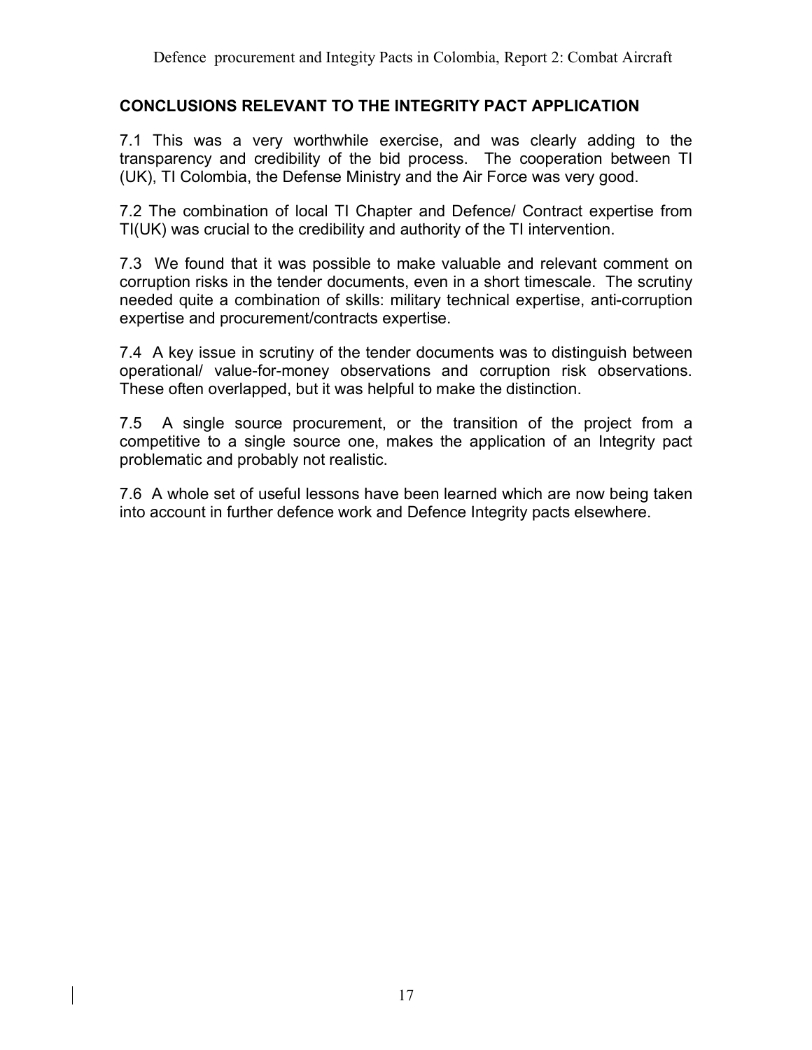## CONCLUSIONS RELEVANT TO THE INTEGRITY PACT APPLICATION

7.1 This was a very worthwhile exercise, and was clearly adding to the transparency and credibility of the bid process. The cooperation between TI (UK), TI Colombia, the Defense Ministry and the Air Force was very good.

7.2 The combination of local TI Chapter and Defence/ Contract expertise from TI(UK) was crucial to the credibility and authority of the TI intervention.

7.3 We found that it was possible to make valuable and relevant comment on corruption risks in the tender documents, even in a short timescale. The scrutiny needed quite a combination of skills: military technical expertise, anti-corruption expertise and procurement/contracts expertise.

7.4 A key issue in scrutiny of the tender documents was to distinguish between operational/ value-for-money observations and corruption risk observations. These often overlapped, but it was helpful to make the distinction.

7.5 A single source procurement, or the transition of the project from a competitive to a single source one, makes the application of an Integrity pact problematic and probably not realistic.

7.6 A whole set of useful lessons have been learned which are now being taken into account in further defence work and Defence Integrity pacts elsewhere.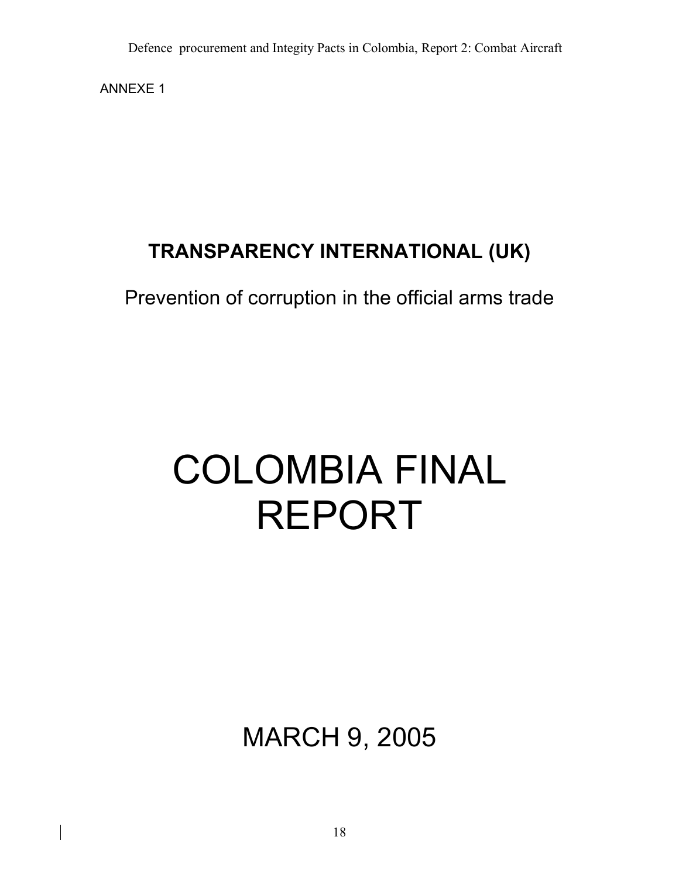ANNEXE 1

## TRANSPARENCY INTERNATIONAL (UK)

Prevention of corruption in the official arms trade

# COLOMBIA FINAL REPORT

MARCH 9, 2005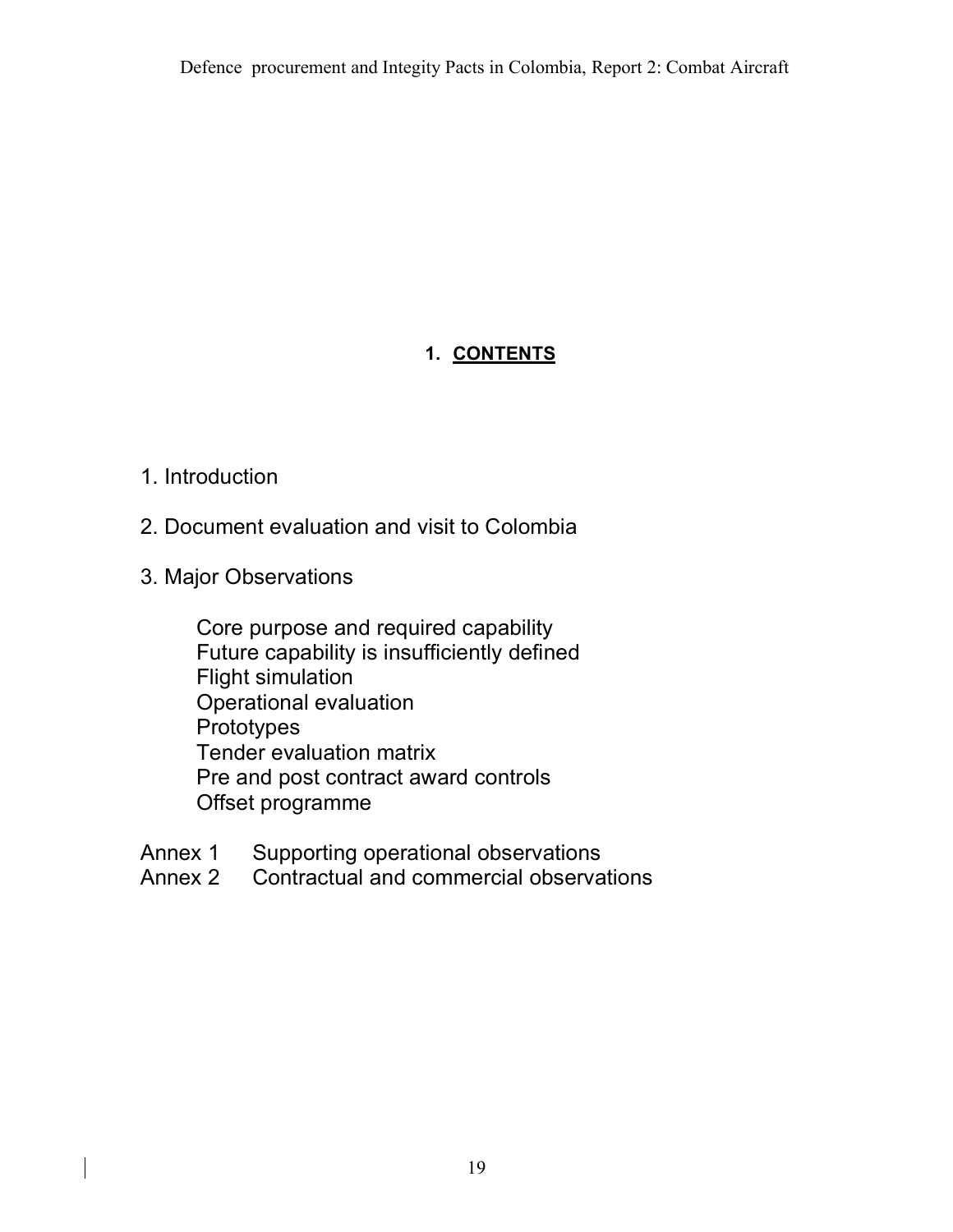## 1. CONTENTS

1. Introduction

2. Document evaluation and visit to Colombia

3. Major Observations

    Core purpose and required capability
    Future capability is insufficiently defined
    Flight simulation
    Operational evaluation
    Prototypes
    Tender evaluation matrix
    Pre and post contract award controls
    Offset programme

Annex 1 Supporting operational observations
Annex 2 Contractual and commercial observations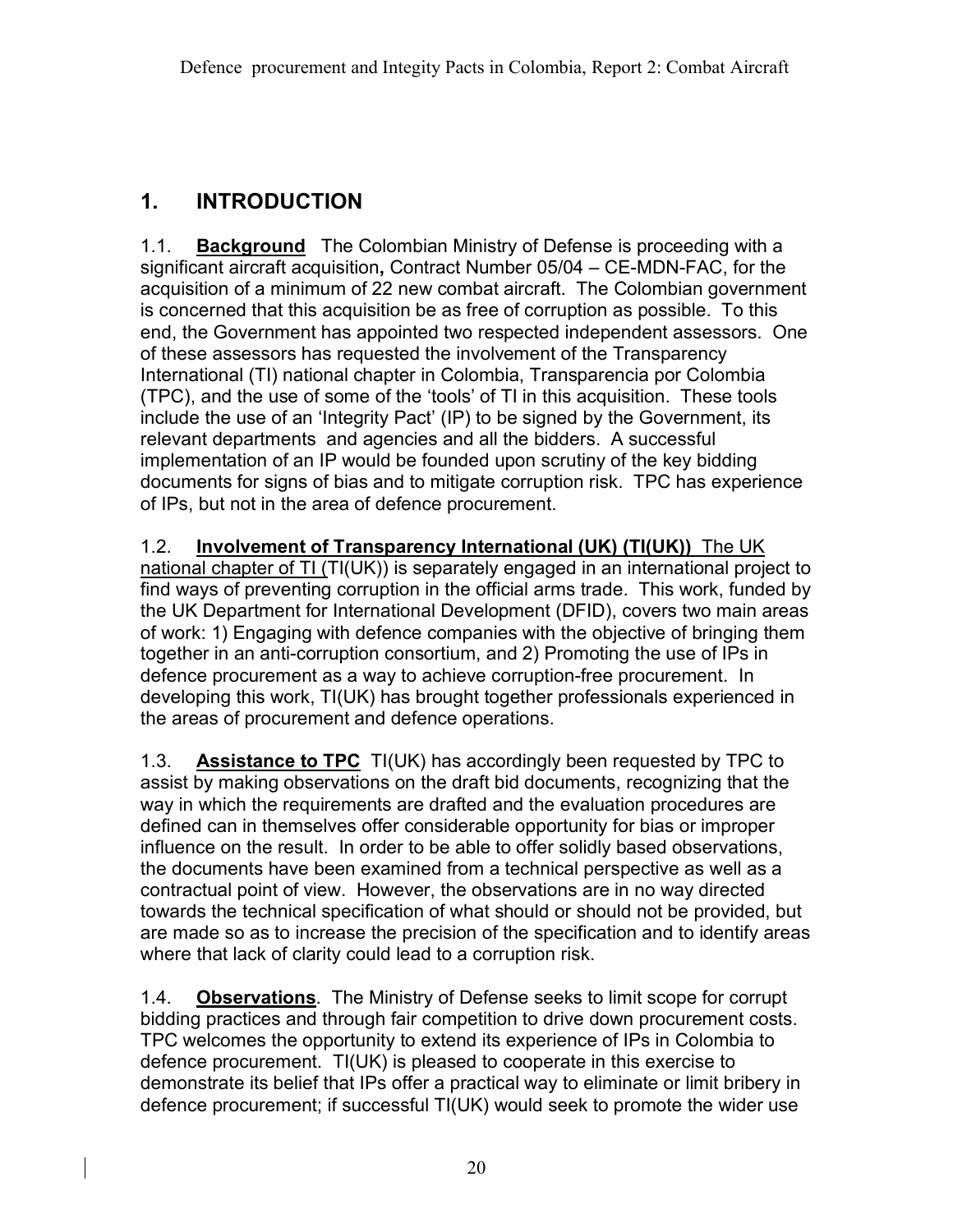# 1. INTRODUCTION

1.1. **Background** The Colombian Ministry of Defense is proceeding with a significant aircraft acquisition**,** Contract Number 05/04 – CE-MDN-FAC, for the acquisition of a minimum of 22 new combat aircraft. The Colombian government is concerned that this acquisition be as free of corruption as possible. To this end, the Government has appointed two respected independent assessors. One of these assessors has requested the involvement of the Transparency International (TI) national chapter in Colombia, Transparencia por Colombia (TPC), and the use of some of the 'tools' of TI in this acquisition. These tools include the use of an 'Integrity Pact' (IP) to be signed by the Government, its relevant departments and agencies and all the bidders. A successful implementation of an IP would be founded upon scrutiny of the key bidding documents for signs of bias and to mitigate corruption risk. TPC has experience of IPs, but not in the area of defence procurement.

1.2. **Involvement of Transparency International (UK) (TI(UK))** The UK national chapter of TI (TI(UK)) is separately engaged in an international project to find ways of preventing corruption in the official arms trade. This work, funded by the UK Department for International Development (DFID), covers two main areas of work: 1) Engaging with defence companies with the objective of bringing them together in an anti-corruption consortium, and 2) Promoting the use of IPs in defence procurement as a way to achieve corruption-free procurement. In developing this work, TI(UK) has brought together professionals experienced in the areas of procurement and defence operations.

1.3. **Assistance to TPC** TI(UK) has accordingly been requested by TPC to assist by making observations on the draft bid documents, recognizing that the way in which the requirements are drafted and the evaluation procedures are defined can in themselves offer considerable opportunity for bias or improper influence on the result. In order to be able to offer solidly based observations, the documents have been examined from a technical perspective as well as a contractual point of view. However, the observations are in no way directed towards the technical specification of what should or should not be provided, but are made so as to increase the precision of the specification and to identify areas where that lack of clarity could lead to a corruption risk.

1.4. **Observations**. The Ministry of Defense seeks to limit scope for corrupt bidding practices and through fair competition to drive down procurement costs. TPC welcomes the opportunity to extend its experience of IPs in Colombia to defence procurement. TI(UK) is pleased to cooperate in this exercise to demonstrate its belief that IPs offer a practical way to eliminate or limit bribery in defence procurement; if successful TI(UK) would seek to promote the wider use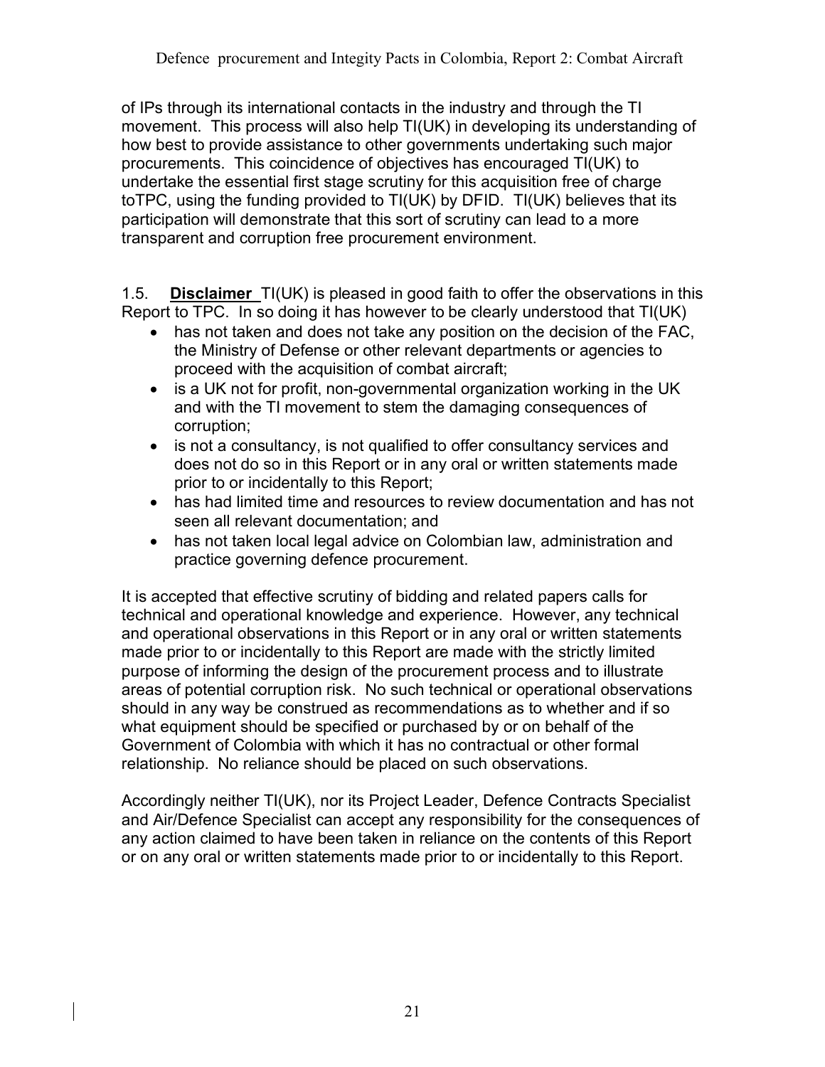of IPs through its international contacts in the industry and through the TI movement. This process will also help TI(UK) in developing its understanding of how best to provide assistance to other governments undertaking such major procurements. This coincidence of objectives has encouraged TI(UK) to undertake the essential first stage scrutiny for this acquisition free of charge toTPC, using the funding provided to TI(UK) by DFID. TI(UK) believes that its participation will demonstrate that this sort of scrutiny can lead to a more transparent and corruption free procurement environment.

1.5. **Disclaimer** TI(UK) is pleased in good faith to offer the observations in this Report to TPC. In so doing it has however to be clearly understood that TI(UK)

- has not taken and does not take any position on the decision of the FAC, the Ministry of Defense or other relevant departments or agencies to proceed with the acquisition of combat aircraft;
- is a UK not for profit, non-governmental organization working in the UK and with the TI movement to stem the damaging consequences of corruption;
- is not a consultancy, is not qualified to offer consultancy services and does not do so in this Report or in any oral or written statements made prior to or incidentally to this Report;
- has had limited time and resources to review documentation and has not seen all relevant documentation; and
- has not taken local legal advice on Colombian law, administration and practice governing defence procurement.

It is accepted that effective scrutiny of bidding and related papers calls for technical and operational knowledge and experience. However, any technical and operational observations in this Report or in any oral or written statements made prior to or incidentally to this Report are made with the strictly limited purpose of informing the design of the procurement process and to illustrate areas of potential corruption risk. No such technical or operational observations should in any way be construed as recommendations as to whether and if so what equipment should be specified or purchased by or on behalf of the Government of Colombia with which it has no contractual or other formal relationship. No reliance should be placed on such observations.

Accordingly neither TI(UK), nor its Project Leader, Defence Contracts Specialist and Air/Defence Specialist can accept any responsibility for the consequences of any action claimed to have been taken in reliance on the contents of this Report or on any oral or written statements made prior to or incidentally to this Report.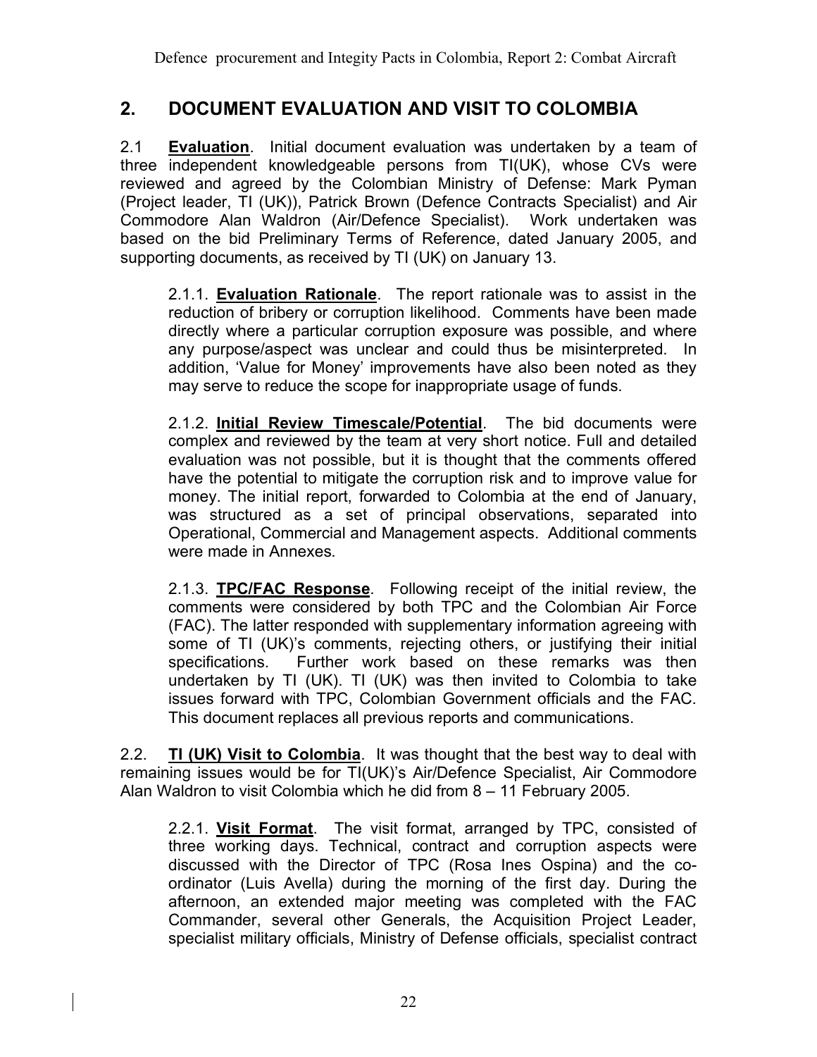## 2. DOCUMENT EVALUATION AND VISIT TO COLOMBIA

2.1 **Evaluation**. Initial document evaluation was undertaken by a team of three independent knowledgeable persons from TI(UK), whose CVs were reviewed and agreed by the Colombian Ministry of Defense: Mark Pyman (Project leader, TI (UK)), Patrick Brown (Defence Contracts Specialist) and Air Commodore Alan Waldron (Air/Defence Specialist). Work undertaken was based on the bid Preliminary Terms of Reference, dated January 2005, and supporting documents, as received by TI (UK) on January 13.

> 2.1.1. **Evaluation Rationale**. The report rationale was to assist in the reduction of bribery or corruption likelihood. Comments have been made directly where a particular corruption exposure was possible, and where any purpose/aspect was unclear and could thus be misinterpreted. In addition, 'Value for Money' improvements have also been noted as they may serve to reduce the scope for inappropriate usage of funds.
>
> 2.1.2. **Initial Review Timescale/Potential**. The bid documents were complex and reviewed by the team at very short notice. Full and detailed evaluation was not possible, but it is thought that the comments offered have the potential to mitigate the corruption risk and to improve value for money. The initial report, forwarded to Colombia at the end of January, was structured as a set of principal observations, separated into Operational, Commercial and Management aspects. Additional comments were made in Annexes.
>
> 2.1.3. **TPC/FAC Response**. Following receipt of the initial review, the comments were considered by both TPC and the Colombian Air Force (FAC). The latter responded with supplementary information agreeing with some of TI (UK)'s comments, rejecting others, or justifying their initial specifications. Further work based on these remarks was then undertaken by TI (UK). TI (UK) was then invited to Colombia to take issues forward with TPC, Colombian Government officials and the FAC. This document replaces all previous reports and communications.

2.2. **TI (UK) Visit to Colombia**. It was thought that the best way to deal with remaining issues would be for TI(UK)'s Air/Defence Specialist, Air Commodore Alan Waldron to visit Colombia which he did from 8 – 11 February 2005.

> 2.2.1. **Visit Format**. The visit format, arranged by TPC, consisted of three working days. Technical, contract and corruption aspects were discussed with the Director of TPC (Rosa Ines Ospina) and the co-ordinator (Luis Avella) during the morning of the first day. During the afternoon, an extended major meeting was completed with the FAC Commander, several other Generals, the Acquisition Project Leader, specialist military officials, Ministry of Defense officials, specialist contract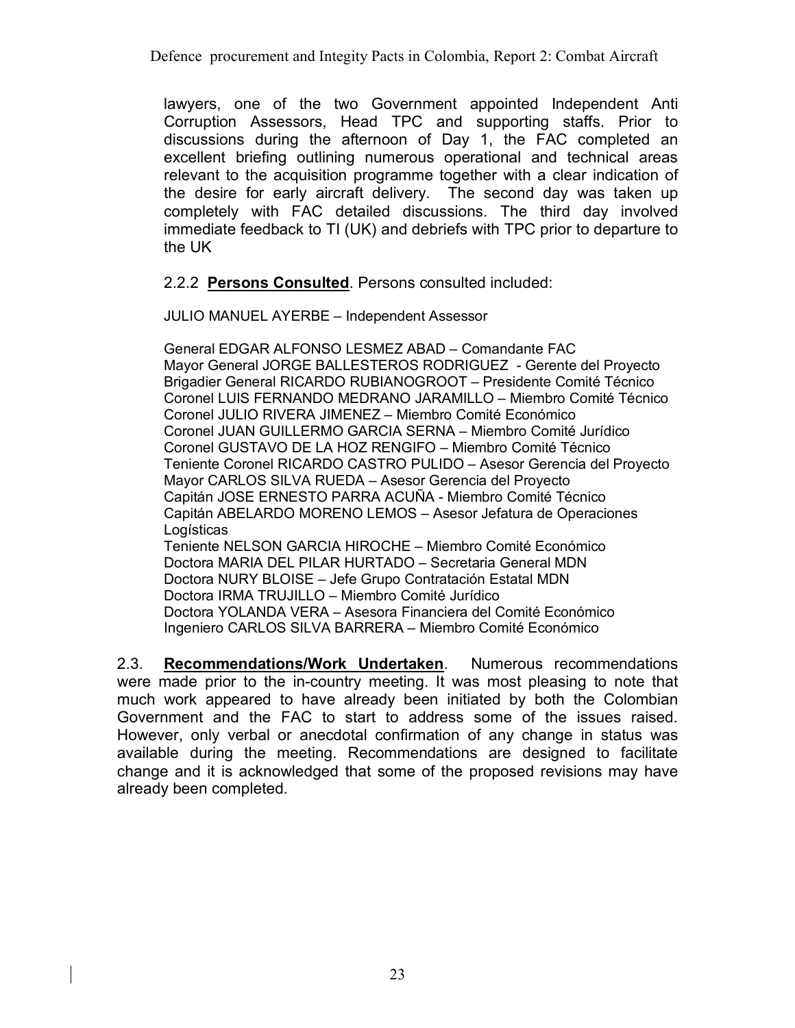lawyers, one of the two Government appointed Independent Anti Corruption Assessors, Head TPC and supporting staffs. Prior to discussions during the afternoon of Day 1, the FAC completed an excellent briefing outlining numerous operational and technical areas relevant to the acquisition programme together with a clear indication of the desire for early aircraft delivery. The second day was taken up completely with FAC detailed discussions. The third day involved immediate feedback to TI (UK) and debriefs with TPC prior to departure to the UK

2.2.2 **Persons Consulted**. Persons consulted included:

JULIO MANUEL AYERBE – Independent Assessor

General EDGAR ALFONSO LESMEZ ABAD – Comandante FAC
Mayor General JORGE BALLESTEROS RODRIGUEZ - Gerente del Proyecto
Brigadier General RICARDO RUBIANOGROOT – Presidente Comité Técnico
Coronel LUIS FERNANDO MEDRANO JARAMILLO – Miembro Comité Técnico
Coronel JULIO RIVERA JIMENEZ – Miembro Comité Económico
Coronel JUAN GUILLERMO GARCIA SERNA – Miembro Comité Jurídico
Coronel GUSTAVO DE LA HOZ RENGIFO – Miembro Comité Técnico
Teniente Coronel RICARDO CASTRO PULIDO – Asesor Gerencia del Proyecto
Mayor CARLOS SILVA RUEDA – Asesor Gerencia del Proyecto
Capitán JOSE ERNESTO PARRA ACUÑA - Miembro Comité Técnico
Capitán ABELARDO MORENO LEMOS – Asesor Jefatura de Operaciones Logísticas
Teniente NELSON GARCIA HIROCHE – Miembro Comité Económico
Doctora MARIA DEL PILAR HURTADO – Secretaria General MDN
Doctora NURY BLOISE – Jefe Grupo Contratación Estatal MDN
Doctora IRMA TRUJILLO – Miembro Comité Jurídico
Doctora YOLANDA VERA – Asesora Financiera del Comité Económico
Ingeniero CARLOS SILVA BARRERA – Miembro Comité Económico

2.3. **Recommendations/Work Undertaken**. Numerous recommendations were made prior to the in-country meeting. It was most pleasing to note that much work appeared to have already been initiated by both the Colombian Government and the FAC to start to address some of the issues raised. However, only verbal or anecdotal confirmation of any change in status was available during the meeting. Recommendations are designed to facilitate change and it is acknowledged that some of the proposed revisions may have already been completed.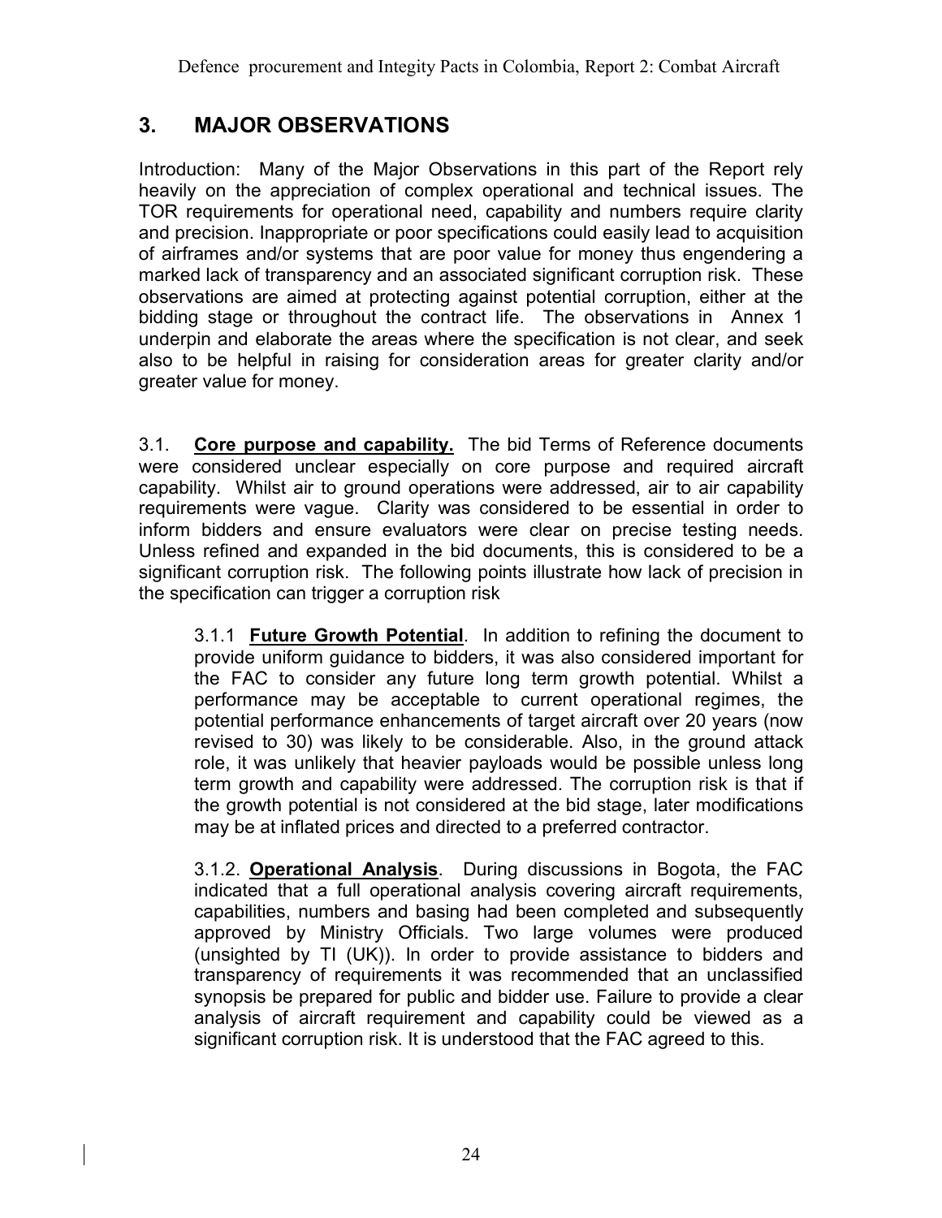## 3. MAJOR OBSERVATIONS

Introduction: Many of the Major Observations in this part of the Report rely heavily on the appreciation of complex operational and technical issues. The TOR requirements for operational need, capability and numbers require clarity and precision. Inappropriate or poor specifications could easily lead to acquisition of airframes and/or systems that are poor value for money thus engendering a marked lack of transparency and an associated significant corruption risk. These observations are aimed at protecting against potential corruption, either at the bidding stage or throughout the contract life. The observations in Annex 1 underpin and elaborate the areas where the specification is not clear, and seek also to be helpful in raising for consideration areas for greater clarity and/or greater value for money.

3.1. **Core purpose and capability.** The bid Terms of Reference documents were considered unclear especially on core purpose and required aircraft capability. Whilst air to ground operations were addressed, air to air capability requirements were vague. Clarity was considered to be essential in order to inform bidders and ensure evaluators were clear on precise testing needs. Unless refined and expanded in the bid documents, this is considered to be a significant corruption risk. The following points illustrate how lack of precision in the specification can trigger a corruption risk

> 3.1.1 **Future Growth Potential**. In addition to refining the document to provide uniform guidance to bidders, it was also considered important for the FAC to consider any future long term growth potential. Whilst a performance may be acceptable to current operational regimes, the potential performance enhancements of target aircraft over 20 years (now revised to 30) was likely to be considerable. Also, in the ground attack role, it was unlikely that heavier payloads would be possible unless long term growth and capability were addressed. The corruption risk is that if the growth potential is not considered at the bid stage, later modifications may be at inflated prices and directed to a preferred contractor.
>
> 3.1.2. **Operational Analysis**. During discussions in Bogota, the FAC indicated that a full operational analysis covering aircraft requirements, capabilities, numbers and basing had been completed and subsequently approved by Ministry Officials. Two large volumes were produced (unsighted by TI (UK)). In order to provide assistance to bidders and transparency of requirements it was recommended that an unclassified synopsis be prepared for public and bidder use. Failure to provide a clear analysis of aircraft requirement and capability could be viewed as a significant corruption risk. It is understood that the FAC agreed to this.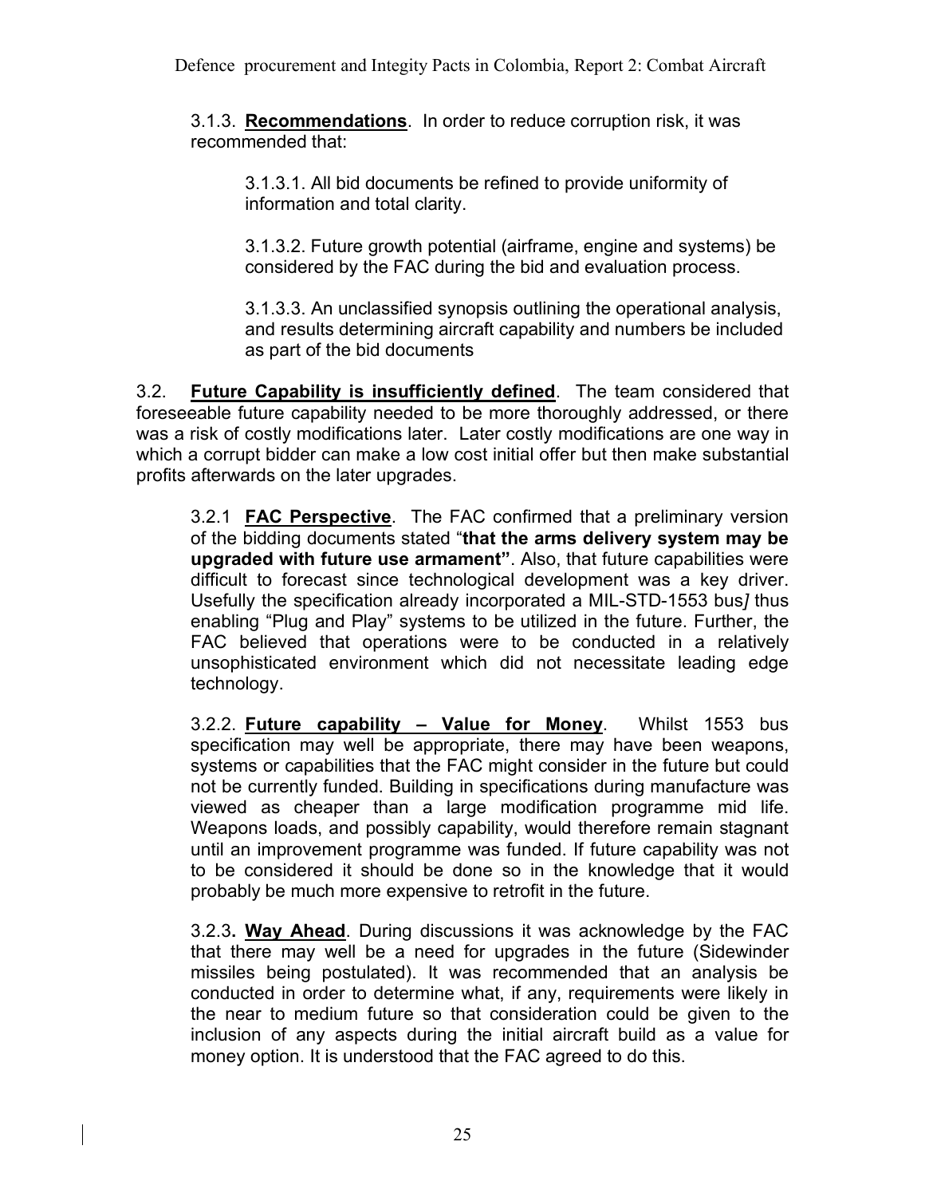3.1.3. **Recommendations**. In order to reduce corruption risk, it was recommended that:

3.1.3.1. All bid documents be refined to provide uniformity of information and total clarity.

3.1.3.2. Future growth potential (airframe, engine and systems) be considered by the FAC during the bid and evaluation process.

3.1.3.3. An unclassified synopsis outlining the operational analysis, and results determining aircraft capability and numbers be included as part of the bid documents

3.2. **Future Capability is insufficiently defined**. The team considered that foreseeable future capability needed to be more thoroughly addressed, or there was a risk of costly modifications later. Later costly modifications are one way in which a corrupt bidder can make a low cost initial offer but then make substantial profits afterwards on the later upgrades.

3.2.1 **FAC Perspective**. The FAC confirmed that a preliminary version of the bidding documents stated "**that the arms delivery system may be upgraded with future use armament"**. Also, that future capabilities were difficult to forecast since technological development was a key driver. Usefully the specification already incorporated a MIL-STD-1553 bus] thus enabling "Plug and Play" systems to be utilized in the future. Further, the FAC believed that operations were to be conducted in a relatively unsophisticated environment which did not necessitate leading edge technology.

3.2.2. **Future capability – Value for Money**. Whilst 1553 bus specification may well be appropriate, there may have been weapons, systems or capabilities that the FAC might consider in the future but could not be currently funded. Building in specifications during manufacture was viewed as cheaper than a large modification programme mid life. Weapons loads, and possibly capability, would therefore remain stagnant until an improvement programme was funded. If future capability was not to be considered it should be done so in the knowledge that it would probably be much more expensive to retrofit in the future.

3.2.3**. Way Ahead**. During discussions it was acknowledge by the FAC that there may well be a need for upgrades in the future (Sidewinder missiles being postulated). It was recommended that an analysis be conducted in order to determine what, if any, requirements were likely in the near to medium future so that consideration could be given to the inclusion of any aspects during the initial aircraft build as a value for money option. It is understood that the FAC agreed to do this.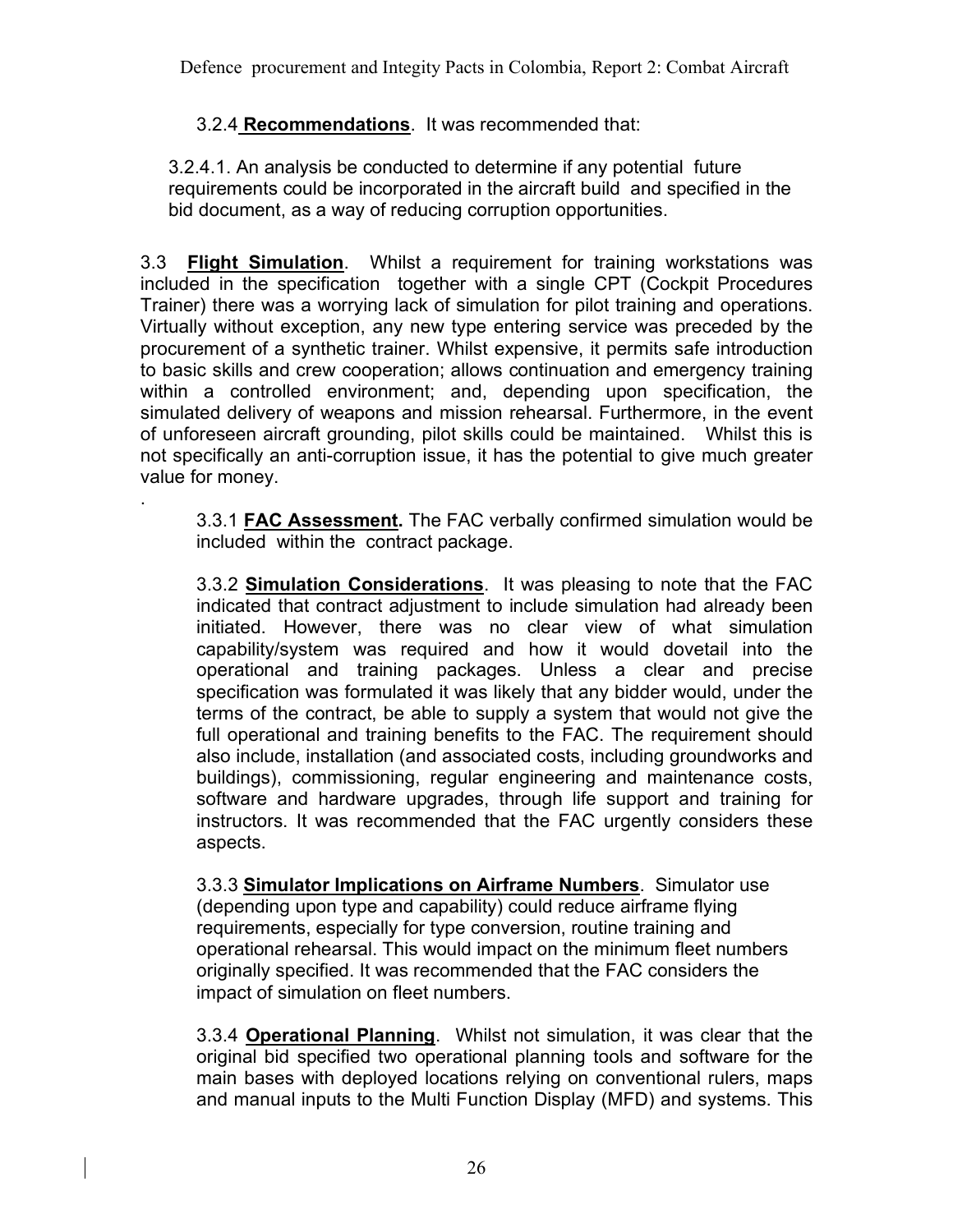3.2.4 **Recommendations**. It was recommended that:

3.2.4.1. An analysis be conducted to determine if any potential future requirements could be incorporated in the aircraft build and specified in the bid document, as a way of reducing corruption opportunities.

3.3 **Flight Simulation**. Whilst a requirement for training workstations was included in the specification together with a single CPT (Cockpit Procedures Trainer) there was a worrying lack of simulation for pilot training and operations. Virtually without exception, any new type entering service was preceded by the procurement of a synthetic trainer. Whilst expensive, it permits safe introduction to basic skills and crew cooperation; allows continuation and emergency training within a controlled environment; and, depending upon specification, the simulated delivery of weapons and mission rehearsal. Furthermore, in the event of unforeseen aircraft grounding, pilot skills could be maintained. Whilst this is not specifically an anti-corruption issue, it has the potential to give much greater value for money.

.

3.3.1 **FAC Assessment.** The FAC verbally confirmed simulation would be included within the contract package.

3.3.2 **Simulation Considerations**. It was pleasing to note that the FAC indicated that contract adjustment to include simulation had already been initiated. However, there was no clear view of what simulation capability/system was required and how it would dovetail into the operational and training packages. Unless a clear and precise specification was formulated it was likely that any bidder would, under the terms of the contract, be able to supply a system that would not give the full operational and training benefits to the FAC. The requirement should also include, installation (and associated costs, including groundworks and buildings), commissioning, regular engineering and maintenance costs, software and hardware upgrades, through life support and training for instructors. It was recommended that the FAC urgently considers these aspects.

3.3.3 **Simulator Implications on Airframe Numbers**. Simulator use (depending upon type and capability) could reduce airframe flying requirements, especially for type conversion, routine training and operational rehearsal. This would impact on the minimum fleet numbers originally specified. It was recommended that the FAC considers the impact of simulation on fleet numbers.

3.3.4 **Operational Planning**. Whilst not simulation, it was clear that the original bid specified two operational planning tools and software for the main bases with deployed locations relying on conventional rulers, maps and manual inputs to the Multi Function Display (MFD) and systems. This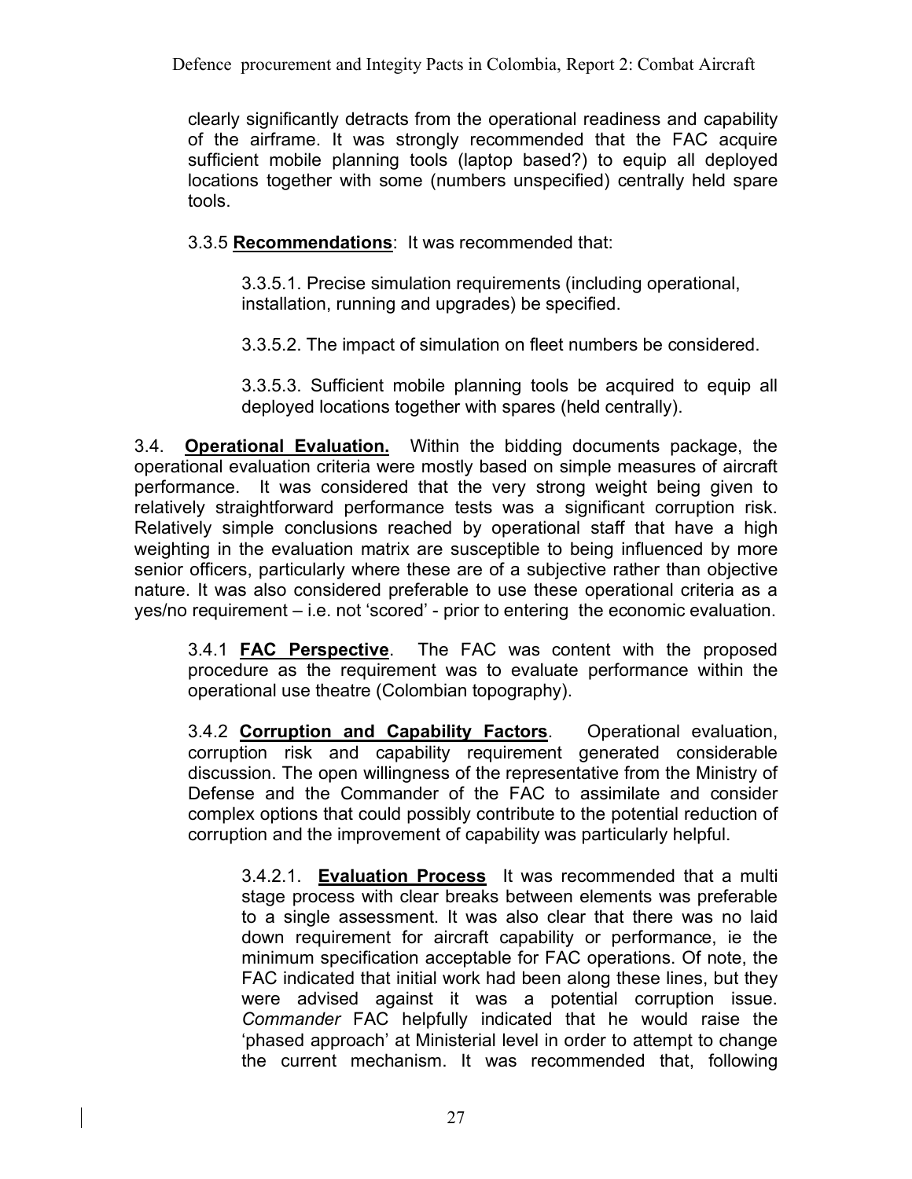clearly significantly detracts from the operational readiness and capability of the airframe. It was strongly recommended that the FAC acquire sufficient mobile planning tools (laptop based?) to equip all deployed locations together with some (numbers unspecified) centrally held spare tools.

3.3.5 **Recommendations**: It was recommended that:

3.3.5.1. Precise simulation requirements (including operational, installation, running and upgrades) be specified.

3.3.5.2. The impact of simulation on fleet numbers be considered.

3.3.5.3. Sufficient mobile planning tools be acquired to equip all deployed locations together with spares (held centrally).

3.4. **Operational Evaluation.** Within the bidding documents package, the operational evaluation criteria were mostly based on simple measures of aircraft performance. It was considered that the very strong weight being given to relatively straightforward performance tests was a significant corruption risk. Relatively simple conclusions reached by operational staff that have a high weighting in the evaluation matrix are susceptible to being influenced by more senior officers, particularly where these are of a subjective rather than objective nature. It was also considered preferable to use these operational criteria as a yes/no requirement – i.e. not 'scored' - prior to entering the economic evaluation.

3.4.1 **FAC Perspective**. The FAC was content with the proposed procedure as the requirement was to evaluate performance within the operational use theatre (Colombian topography).

3.4.2 **Corruption and Capability Factors**. Operational evaluation, corruption risk and capability requirement generated considerable discussion. The open willingness of the representative from the Ministry of Defense and the Commander of the FAC to assimilate and consider complex options that could possibly contribute to the potential reduction of corruption and the improvement of capability was particularly helpful.

3.4.2.1. **Evaluation Process** It was recommended that a multi stage process with clear breaks between elements was preferable to a single assessment. It was also clear that there was no laid down requirement for aircraft capability or performance, ie the minimum specification acceptable for FAC operations. Of note, the FAC indicated that initial work had been along these lines, but they were advised against it was a potential corruption issue. *Commander* FAC helpfully indicated that he would raise the 'phased approach' at Ministerial level in order to attempt to change the current mechanism. It was recommended that, following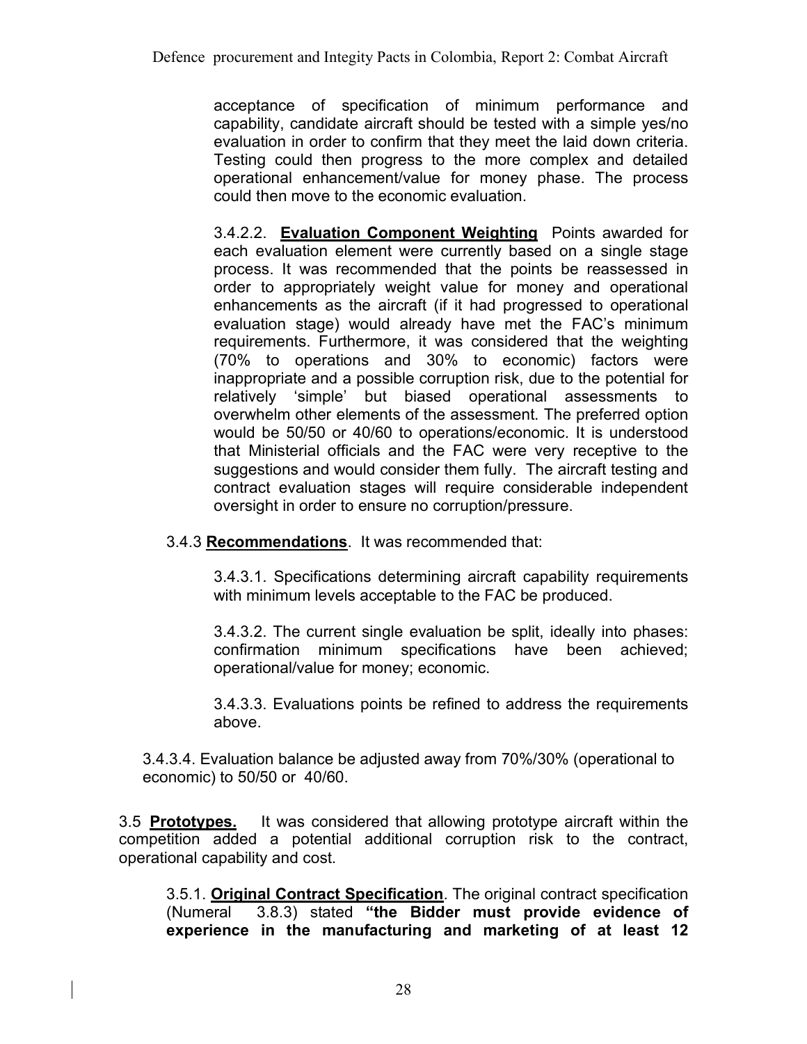acceptance of specification of minimum performance and capability, candidate aircraft should be tested with a simple yes/no evaluation in order to confirm that they meet the laid down criteria. Testing could then progress to the more complex and detailed operational enhancement/value for money phase. The process could then move to the economic evaluation.

3.4.2.2. **Evaluation Component Weighting** Points awarded for each evaluation element were currently based on a single stage process. It was recommended that the points be reassessed in order to appropriately weight value for money and operational enhancements as the aircraft (if it had progressed to operational evaluation stage) would already have met the FAC's minimum requirements. Furthermore, it was considered that the weighting (70% to operations and 30% to economic) factors were inappropriate and a possible corruption risk, due to the potential for relatively 'simple' but biased operational assessments to overwhelm other elements of the assessment. The preferred option would be 50/50 or 40/60 to operations/economic. It is understood that Ministerial officials and the FAC were very receptive to the suggestions and would consider them fully. The aircraft testing and contract evaluation stages will require considerable independent oversight in order to ensure no corruption/pressure.

3.4.3 **Recommendations**. It was recommended that:

3.4.3.1. Specifications determining aircraft capability requirements with minimum levels acceptable to the FAC be produced.

3.4.3.2. The current single evaluation be split, ideally into phases: confirmation minimum specifications have been achieved; operational/value for money; economic.

3.4.3.3. Evaluations points be refined to address the requirements above.

3.4.3.4. Evaluation balance be adjusted away from 70%/30% (operational to economic) to 50/50 or 40/60.

3.5 **Prototypes.** It was considered that allowing prototype aircraft within the competition added a potential additional corruption risk to the contract, operational capability and cost.

3.5.1. **Original Contract Specification**. The original contract specification (Numeral 3.8.3) stated **"the Bidder must provide evidence of experience in the manufacturing and marketing of at least 12**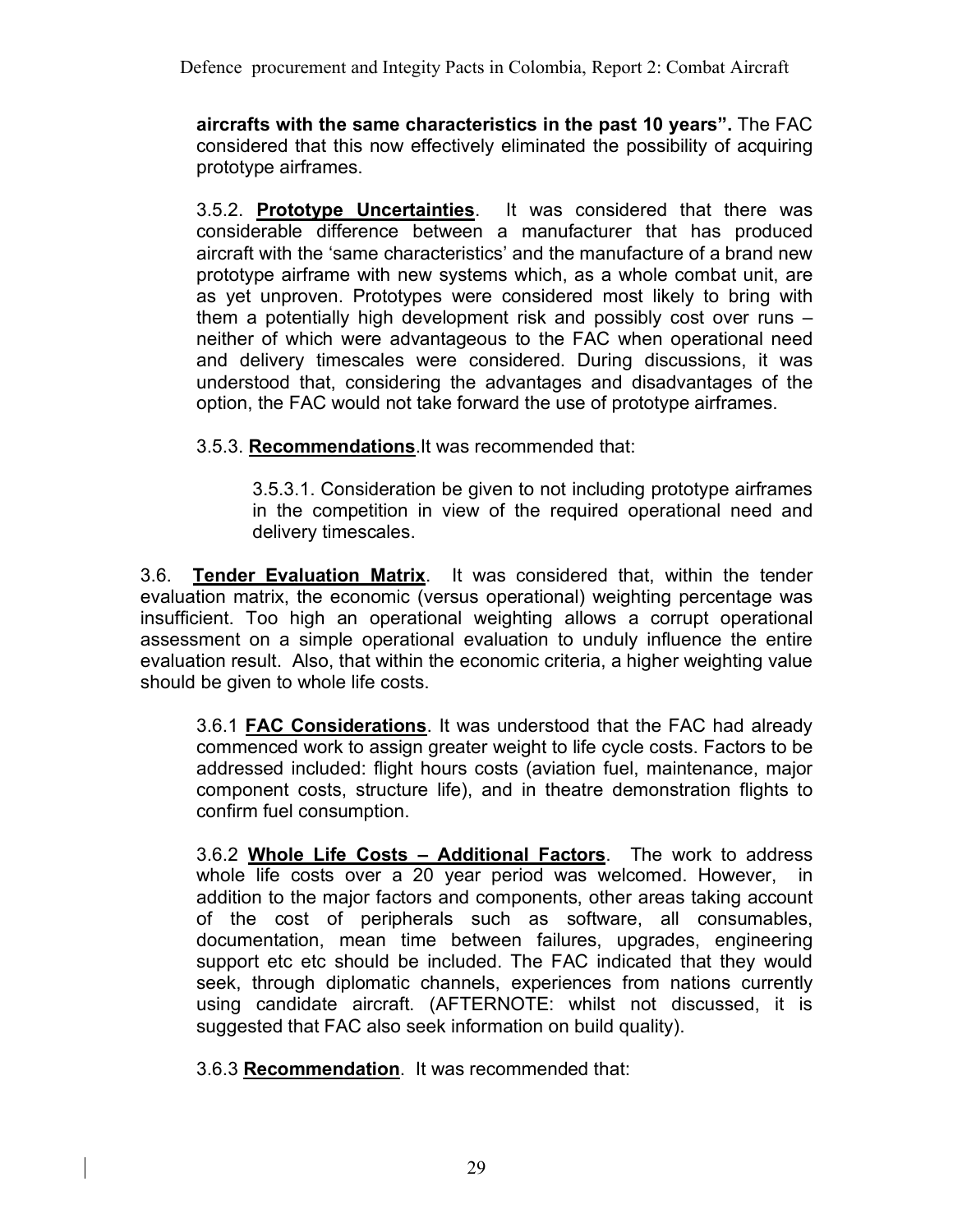**aircrafts with the same characteristics in the past 10 years".** The FAC considered that this now effectively eliminated the possibility of acquiring prototype airframes.

3.5.2. **Prototype Uncertainties**. It was considered that there was considerable difference between a manufacturer that has produced aircraft with the 'same characteristics' and the manufacture of a brand new prototype airframe with new systems which, as a whole combat unit, are as yet unproven. Prototypes were considered most likely to bring with them a potentially high development risk and possibly cost over runs – neither of which were advantageous to the FAC when operational need and delivery timescales were considered. During discussions, it was understood that, considering the advantages and disadvantages of the option, the FAC would not take forward the use of prototype airframes.

3.5.3. **Recommendations**.It was recommended that:

3.5.3.1. Consideration be given to not including prototype airframes in the competition in view of the required operational need and delivery timescales.

3.6. **Tender Evaluation Matrix**. It was considered that, within the tender evaluation matrix, the economic (versus operational) weighting percentage was insufficient. Too high an operational weighting allows a corrupt operational assessment on a simple operational evaluation to unduly influence the entire evaluation result. Also, that within the economic criteria, a higher weighting value should be given to whole life costs.

3.6.1 **FAC Considerations**. It was understood that the FAC had already commenced work to assign greater weight to life cycle costs. Factors to be addressed included: flight hours costs (aviation fuel, maintenance, major component costs, structure life), and in theatre demonstration flights to confirm fuel consumption.

3.6.2 **Whole Life Costs – Additional Factors**. The work to address whole life costs over a 20 year period was welcomed. However, in addition to the major factors and components, other areas taking account of the cost of peripherals such as software, all consumables, documentation, mean time between failures, upgrades, engineering support etc etc should be included. The FAC indicated that they would seek, through diplomatic channels, experiences from nations currently using candidate aircraft. (AFTERNOTE: whilst not discussed, it is suggested that FAC also seek information on build quality).

3.6.3 **Recommendation**. It was recommended that: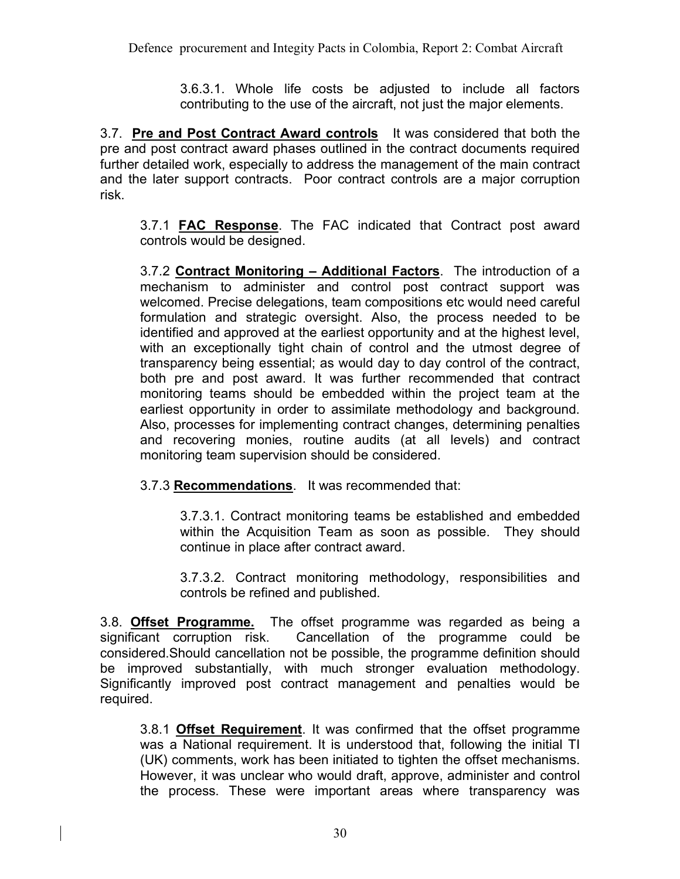3.6.3.1. Whole life costs be adjusted to include all factors contributing to the use of the aircraft, not just the major elements.

3.7. **Pre and Post Contract Award controls** It was considered that both the pre and post contract award phases outlined in the contract documents required further detailed work, especially to address the management of the main contract and the later support contracts. Poor contract controls are a major corruption risk.

3.7.1 **FAC Response**. The FAC indicated that Contract post award controls would be designed.

3.7.2 **Contract Monitoring – Additional Factors**. The introduction of a mechanism to administer and control post contract support was welcomed. Precise delegations, team compositions etc would need careful formulation and strategic oversight. Also, the process needed to be identified and approved at the earliest opportunity and at the highest level, with an exceptionally tight chain of control and the utmost degree of transparency being essential; as would day to day control of the contract, both pre and post award. It was further recommended that contract monitoring teams should be embedded within the project team at the earliest opportunity in order to assimilate methodology and background. Also, processes for implementing contract changes, determining penalties and recovering monies, routine audits (at all levels) and contract monitoring team supervision should be considered.

3.7.3 **Recommendations**. It was recommended that:

3.7.3.1. Contract monitoring teams be established and embedded within the Acquisition Team as soon as possible. They should continue in place after contract award.

3.7.3.2. Contract monitoring methodology, responsibilities and controls be refined and published.

3.8. **Offset Programme.** The offset programme was regarded as being a significant corruption risk. Cancellation of the programme could be considered.Should cancellation not be possible, the programme definition should be improved substantially, with much stronger evaluation methodology. Significantly improved post contract management and penalties would be required.

3.8.1 **Offset Requirement**. It was confirmed that the offset programme was a National requirement. It is understood that, following the initial TI (UK) comments, work has been initiated to tighten the offset mechanisms. However, it was unclear who would draft, approve, administer and control the process. These were important areas where transparency was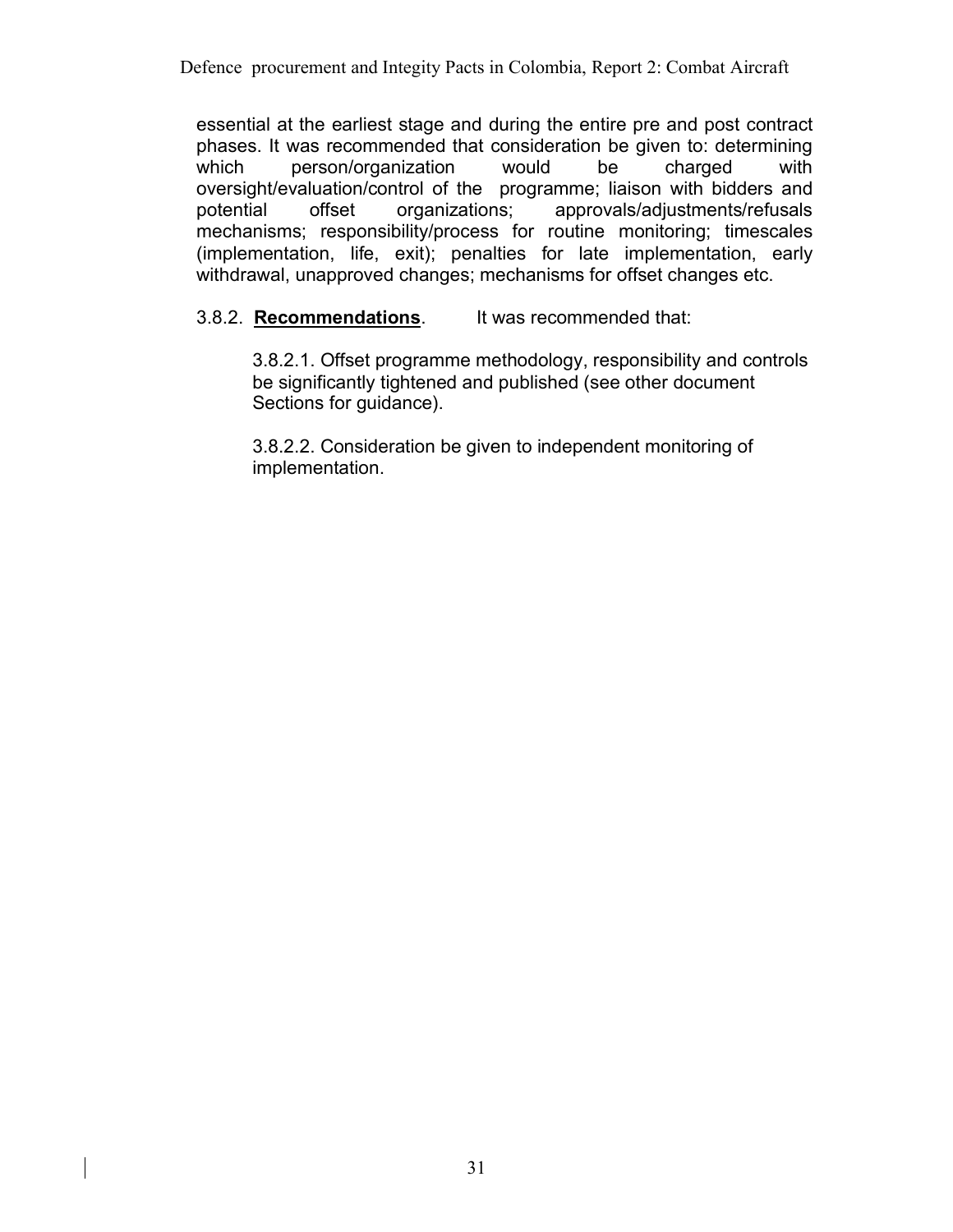essential at the earliest stage and during the entire pre and post contract phases. It was recommended that consideration be given to: determining which person/organization would be charged with oversight/evaluation/control of the programme; liaison with bidders and potential offset organizations; approvals/adjustments/refusals mechanisms; responsibility/process for routine monitoring; timescales (implementation, life, exit); penalties for late implementation, early withdrawal, unapproved changes; mechanisms for offset changes etc.

3.8.2. **Recommendations**. It was recommended that:

3.8.2.1. Offset programme methodology, responsibility and controls be significantly tightened and published (see other document Sections for guidance).

3.8.2.2. Consideration be given to independent monitoring of implementation.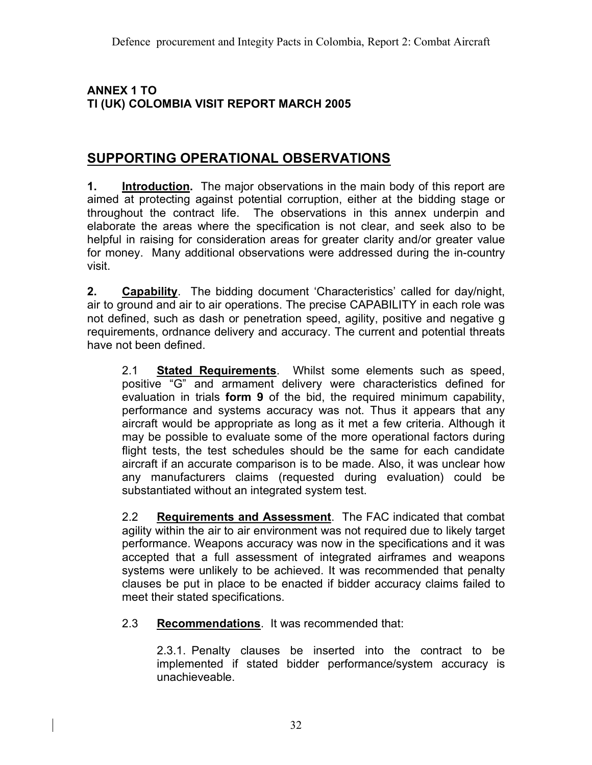**ANNEX 1 TO**
**TI (UK) COLOMBIA VISIT REPORT MARCH 2005**

## SUPPORTING OPERATIONAL OBSERVATIONS

**1. Introduction.** The major observations in the main body of this report are aimed at protecting against potential corruption, either at the bidding stage or throughout the contract life. The observations in this annex underpin and elaborate the areas where the specification is not clear, and seek also to be helpful in raising for consideration areas for greater clarity and/or greater value for money. Many additional observations were addressed during the in-country visit.

**2. Capability**. The bidding document 'Characteristics' called for day/night, air to ground and air to air operations. The precise CAPABILITY in each role was not defined, such as dash or penetration speed, agility, positive and negative g requirements, ordnance delivery and accuracy. The current and potential threats have not been defined.

2.1 **Stated Requirements**. Whilst some elements such as speed, positive "G" and armament delivery were characteristics defined for evaluation in trials **form 9** of the bid, the required minimum capability, performance and systems accuracy was not. Thus it appears that any aircraft would be appropriate as long as it met a few criteria. Although it may be possible to evaluate some of the more operational factors during flight tests, the test schedules should be the same for each candidate aircraft if an accurate comparison is to be made. Also, it was unclear how any manufacturers claims (requested during evaluation) could be substantiated without an integrated system test.

2.2 **Requirements and Assessment**. The FAC indicated that combat agility within the air to air environment was not required due to likely target performance. Weapons accuracy was now in the specifications and it was accepted that a full assessment of integrated airframes and weapons systems were unlikely to be achieved. It was recommended that penalty clauses be put in place to be enacted if bidder accuracy claims failed to meet their stated specifications.

2.3 **Recommendations**. It was recommended that:

2.3.1. Penalty clauses be inserted into the contract to be implemented if stated bidder performance/system accuracy is unachieveable.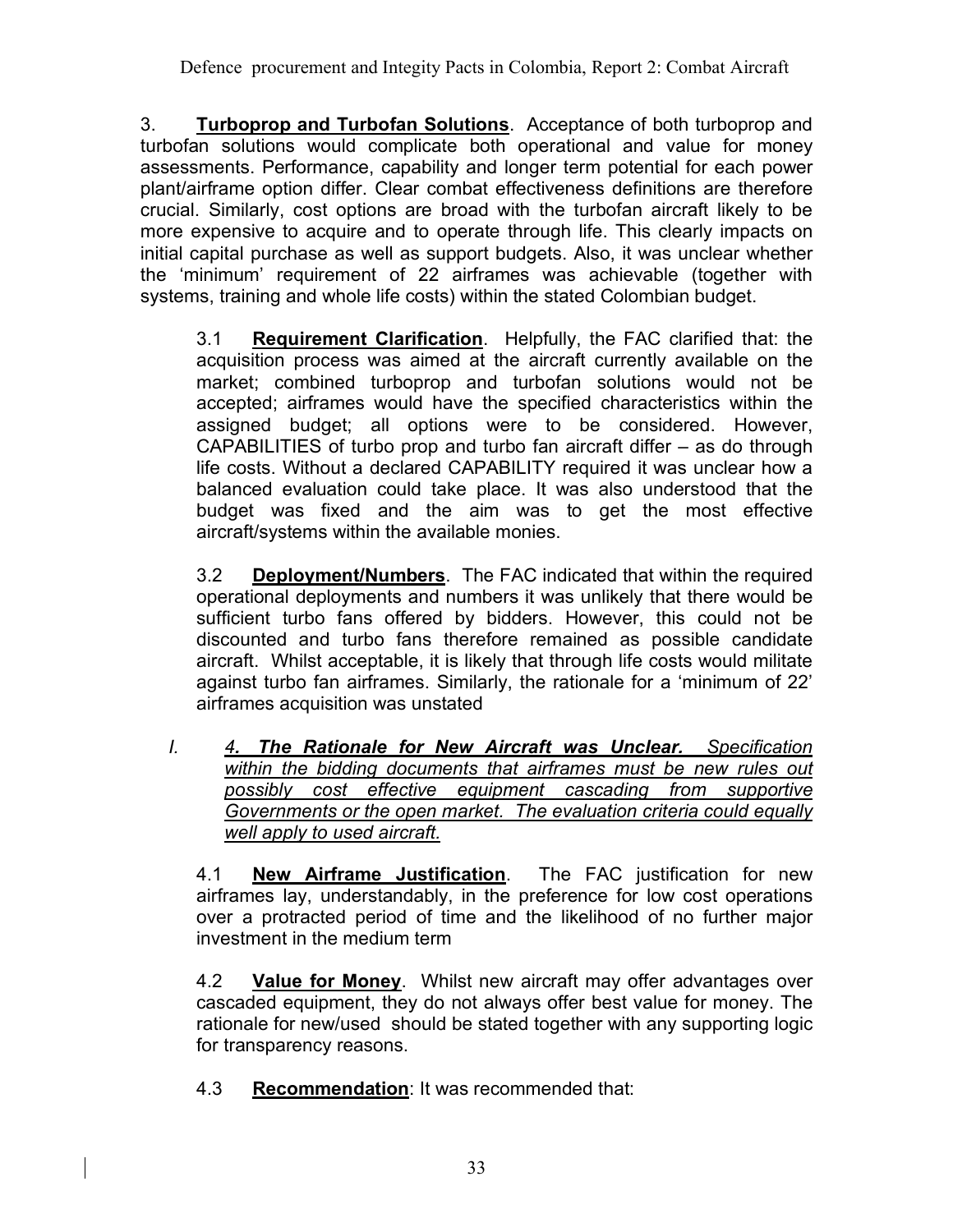3. **Turboprop and Turbofan Solutions**. Acceptance of both turboprop and turbofan solutions would complicate both operational and value for money assessments. Performance, capability and longer term potential for each power plant/airframe option differ. Clear combat effectiveness definitions are therefore crucial. Similarly, cost options are broad with the turbofan aircraft likely to be more expensive to acquire and to operate through life. This clearly impacts on initial capital purchase as well as support budgets. Also, it was unclear whether the 'minimum' requirement of 22 airframes was achievable (together with systems, training and whole life costs) within the stated Colombian budget.

3.1 **Requirement Clarification**. Helpfully, the FAC clarified that: the acquisition process was aimed at the aircraft currently available on the market; combined turboprop and turbofan solutions would not be accepted; airframes would have the specified characteristics within the assigned budget; all options were to be considered. However, CAPABILITIES of turbo prop and turbo fan aircraft differ – as do through life costs. Without a declared CAPABILITY required it was unclear how a balanced evaluation could take place. It was also understood that the budget was fixed and the aim was to get the most effective aircraft/systems within the available monies.

3.2 **Deployment/Numbers**. The FAC indicated that within the required operational deployments and numbers it was unlikely that there would be sufficient turbo fans offered by bidders. However, this could not be discounted and turbo fans therefore remained as possible candidate aircraft. Whilst acceptable, it is likely that through life costs would militate against turbo fan airframes. Similarly, the rationale for a 'minimum of 22' airframes acquisition was unstated

*I.* ***4. The Rationale for New Aircraft was Unclear.*** *Specification within the bidding documents that airframes must be new rules out possibly cost effective equipment cascading from supportive Governments or the open market. The evaluation criteria could equally well apply to used aircraft.*

4.1 **New Airframe Justification**. The FAC justification for new airframes lay, understandably, in the preference for low cost operations over a protracted period of time and the likelihood of no further major investment in the medium term

4.2 **Value for Money**. Whilst new aircraft may offer advantages over cascaded equipment, they do not always offer best value for money. The rationale for new/used should be stated together with any supporting logic for transparency reasons.

4.3 **Recommendation**: It was recommended that: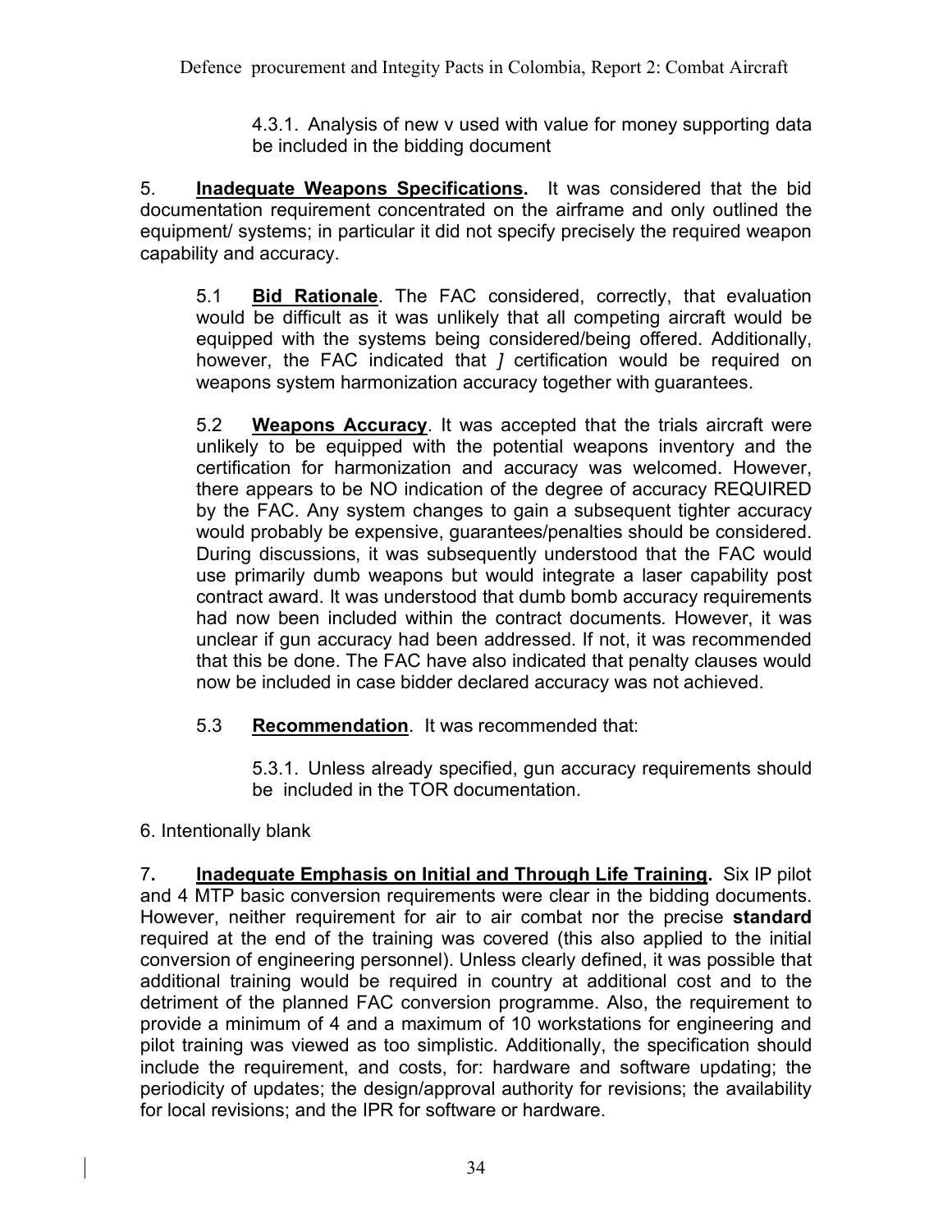4.3.1. Analysis of new v used with value for money supporting data be included in the bidding document

5. **Inadequate Weapons Specifications.** It was considered that the bid documentation requirement concentrated on the airframe and only outlined the equipment/ systems; in particular it did not specify precisely the required weapon capability and accuracy.

5.1 **Bid Rationale**. The FAC considered, correctly, that evaluation would be difficult as it was unlikely that all competing aircraft would be equipped with the systems being considered/being offered. Additionally, however, the FAC indicated that *]* certification would be required on weapons system harmonization accuracy together with guarantees.

5.2 **Weapons Accuracy**. It was accepted that the trials aircraft were unlikely to be equipped with the potential weapons inventory and the certification for harmonization and accuracy was welcomed. However, there appears to be NO indication of the degree of accuracy REQUIRED by the FAC. Any system changes to gain a subsequent tighter accuracy would probably be expensive, guarantees/penalties should be considered. During discussions, it was subsequently understood that the FAC would use primarily dumb weapons but would integrate a laser capability post contract award. It was understood that dumb bomb accuracy requirements had now been included within the contract documents. However, it was unclear if gun accuracy had been addressed. If not, it was recommended that this be done. The FAC have also indicated that penalty clauses would now be included in case bidder declared accuracy was not achieved.

5.3 **Recommendation**. It was recommended that:

5.3.1. Unless already specified, gun accuracy requirements should be included in the TOR documentation.

6. Intentionally blank

7**.** **Inadequate Emphasis on Initial and Through Life Training.** Six IP pilot and 4 MTP basic conversion requirements were clear in the bidding documents. However, neither requirement for air to air combat nor the precise **standard** required at the end of the training was covered (this also applied to the initial conversion of engineering personnel). Unless clearly defined, it was possible that additional training would be required in country at additional cost and to the detriment of the planned FAC conversion programme. Also, the requirement to provide a minimum of 4 and a maximum of 10 workstations for engineering and pilot training was viewed as too simplistic. Additionally, the specification should include the requirement, and costs, for: hardware and software updating; the periodicity of updates; the design/approval authority for revisions; the availability for local revisions; and the IPR for software or hardware.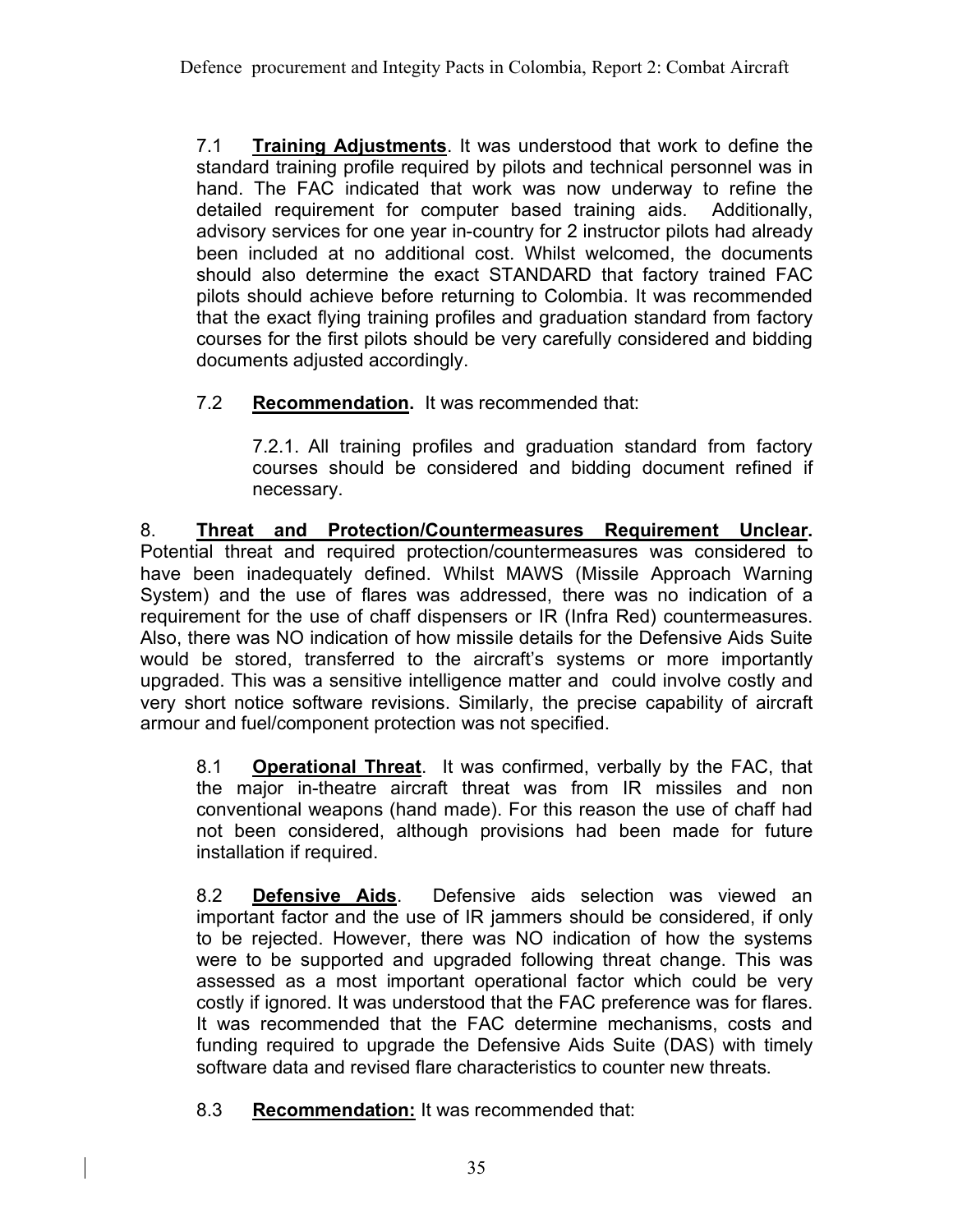7.1 **Training Adjustments**. It was understood that work to define the standard training profile required by pilots and technical personnel was in hand. The FAC indicated that work was now underway to refine the detailed requirement for computer based training aids. Additionally, advisory services for one year in-country for 2 instructor pilots had already been included at no additional cost. Whilst welcomed, the documents should also determine the exact STANDARD that factory trained FAC pilots should achieve before returning to Colombia. It was recommended that the exact flying training profiles and graduation standard from factory courses for the first pilots should be very carefully considered and bidding documents adjusted accordingly.

7.2 **Recommendation.** It was recommended that:

7.2.1. All training profiles and graduation standard from factory courses should be considered and bidding document refined if necessary.

8. **Threat and Protection/Countermeasures Requirement Unclear.** Potential threat and required protection/countermeasures was considered to have been inadequately defined. Whilst MAWS (Missile Approach Warning System) and the use of flares was addressed, there was no indication of a requirement for the use of chaff dispensers or IR (Infra Red) countermeasures. Also, there was NO indication of how missile details for the Defensive Aids Suite would be stored, transferred to the aircraft's systems or more importantly upgraded. This was a sensitive intelligence matter and could involve costly and very short notice software revisions. Similarly, the precise capability of aircraft armour and fuel/component protection was not specified.

8.1 **Operational Threat**. It was confirmed, verbally by the FAC, that the major in-theatre aircraft threat was from IR missiles and non conventional weapons (hand made). For this reason the use of chaff had not been considered, although provisions had been made for future installation if required.

8.2 **Defensive Aids**. Defensive aids selection was viewed an important factor and the use of IR jammers should be considered, if only to be rejected. However, there was NO indication of how the systems were to be supported and upgraded following threat change. This was assessed as a most important operational factor which could be very costly if ignored. It was understood that the FAC preference was for flares. It was recommended that the FAC determine mechanisms, costs and funding required to upgrade the Defensive Aids Suite (DAS) with timely software data and revised flare characteristics to counter new threats.

8.3 **Recommendation:** It was recommended that: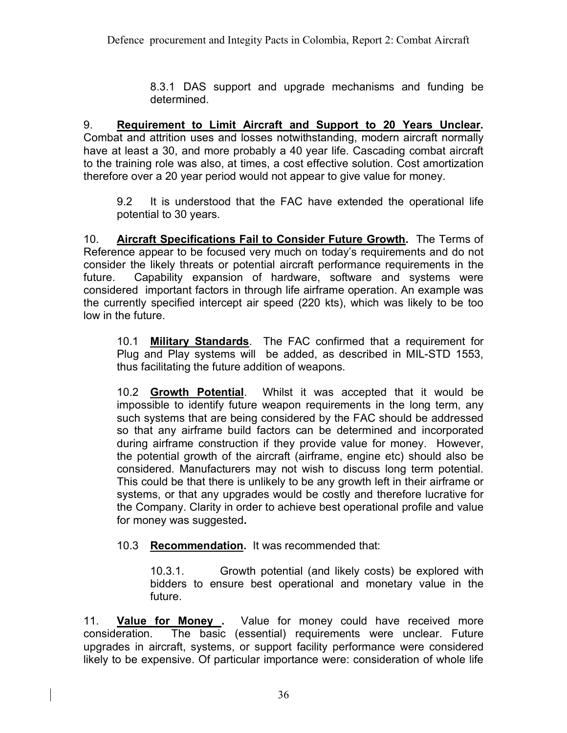8.3.1 DAS support and upgrade mechanisms and funding be determined.

9. **Requirement to Limit Aircraft and Support to 20 Years Unclear.** Combat and attrition uses and losses notwithstanding, modern aircraft normally have at least a 30, and more probably a 40 year life. Cascading combat aircraft to the training role was also, at times, a cost effective solution. Cost amortization therefore over a 20 year period would not appear to give value for money.

9.2 It is understood that the FAC have extended the operational life potential to 30 years.

10. **Aircraft Specifications Fail to Consider Future Growth.** The Terms of Reference appear to be focused very much on today's requirements and do not consider the likely threats or potential aircraft performance requirements in the future. Capability expansion of hardware, software and systems were considered important factors in through life airframe operation. An example was the currently specified intercept air speed (220 kts), which was likely to be too low in the future.

10.1 **Military Standards**. The FAC confirmed that a requirement for Plug and Play systems will be added, as described in MIL-STD 1553, thus facilitating the future addition of weapons.

10.2 **Growth Potential**. Whilst it was accepted that it would be impossible to identify future weapon requirements in the long term, any such systems that are being considered by the FAC should be addressed so that any airframe build factors can be determined and incorporated during airframe construction if they provide value for money. However, the potential growth of the aircraft (airframe, engine etc) should also be considered. Manufacturers may not wish to discuss long term potential. This could be that there is unlikely to be any growth left in their airframe or systems, or that any upgrades would be costly and therefore lucrative for the Company. Clarity in order to achieve best operational profile and value for money was suggested**.**

10.3 **Recommendation.** It was recommended that:

10.3.1. Growth potential (and likely costs) be explored with bidders to ensure best operational and monetary value in the future.

11. **Value for Money .** Value for money could have received more consideration. The basic (essential) requirements were unclear. Future upgrades in aircraft, systems, or support facility performance were considered likely to be expensive. Of particular importance were: consideration of whole life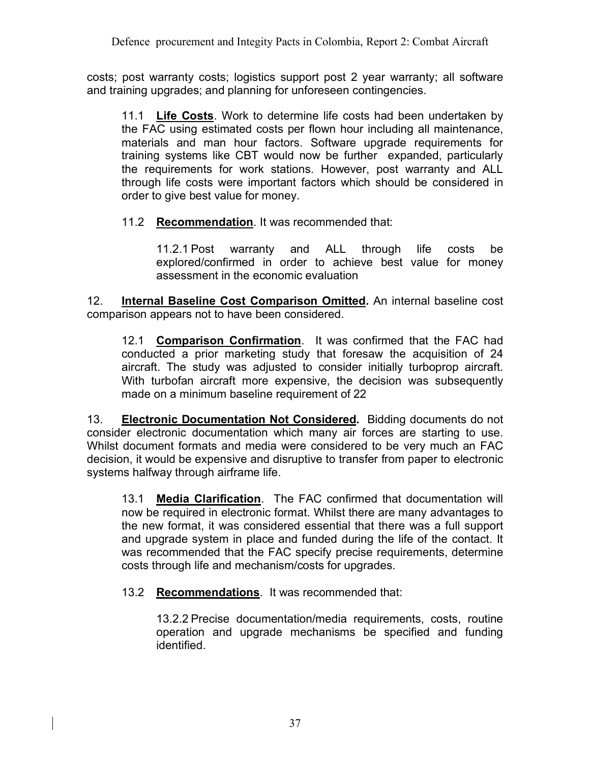costs; post warranty costs; logistics support post 2 year warranty; all software and training upgrades; and planning for unforeseen contingencies.

> 11.1 **Life Costs**. Work to determine life costs had been undertaken by the FAC using estimated costs per flown hour including all maintenance, materials and man hour factors. Software upgrade requirements for training systems like CBT would now be further expanded, particularly the requirements for work stations. However, post warranty and ALL through life costs were important factors which should be considered in order to give best value for money.
>
> 11.2 **Recommendation**. It was recommended that:
>
> > 11.2.1 Post warranty and ALL through life costs be explored/confirmed in order to achieve best value for money assessment in the economic evaluation

12. **Internal Baseline Cost Comparison Omitted.** An internal baseline cost comparison appears not to have been considered.

> 12.1 **Comparison Confirmation**. It was confirmed that the FAC had conducted a prior marketing study that foresaw the acquisition of 24 aircraft. The study was adjusted to consider initially turboprop aircraft. With turbofan aircraft more expensive, the decision was subsequently made on a minimum baseline requirement of 22

13. **Electronic Documentation Not Considered.** Bidding documents do not consider electronic documentation which many air forces are starting to use. Whilst document formats and media were considered to be very much an FAC decision, it would be expensive and disruptive to transfer from paper to electronic systems halfway through airframe life.

> 13.1 **Media Clarification**. The FAC confirmed that documentation will now be required in electronic format. Whilst there are many advantages to the new format, it was considered essential that there was a full support and upgrade system in place and funded during the life of the contact. It was recommended that the FAC specify precise requirements, determine costs through life and mechanism/costs for upgrades.
>
> 13.2 **Recommendations**. It was recommended that:
>
> > 13.2.2 Precise documentation/media requirements, costs, routine operation and upgrade mechanisms be specified and funding identified.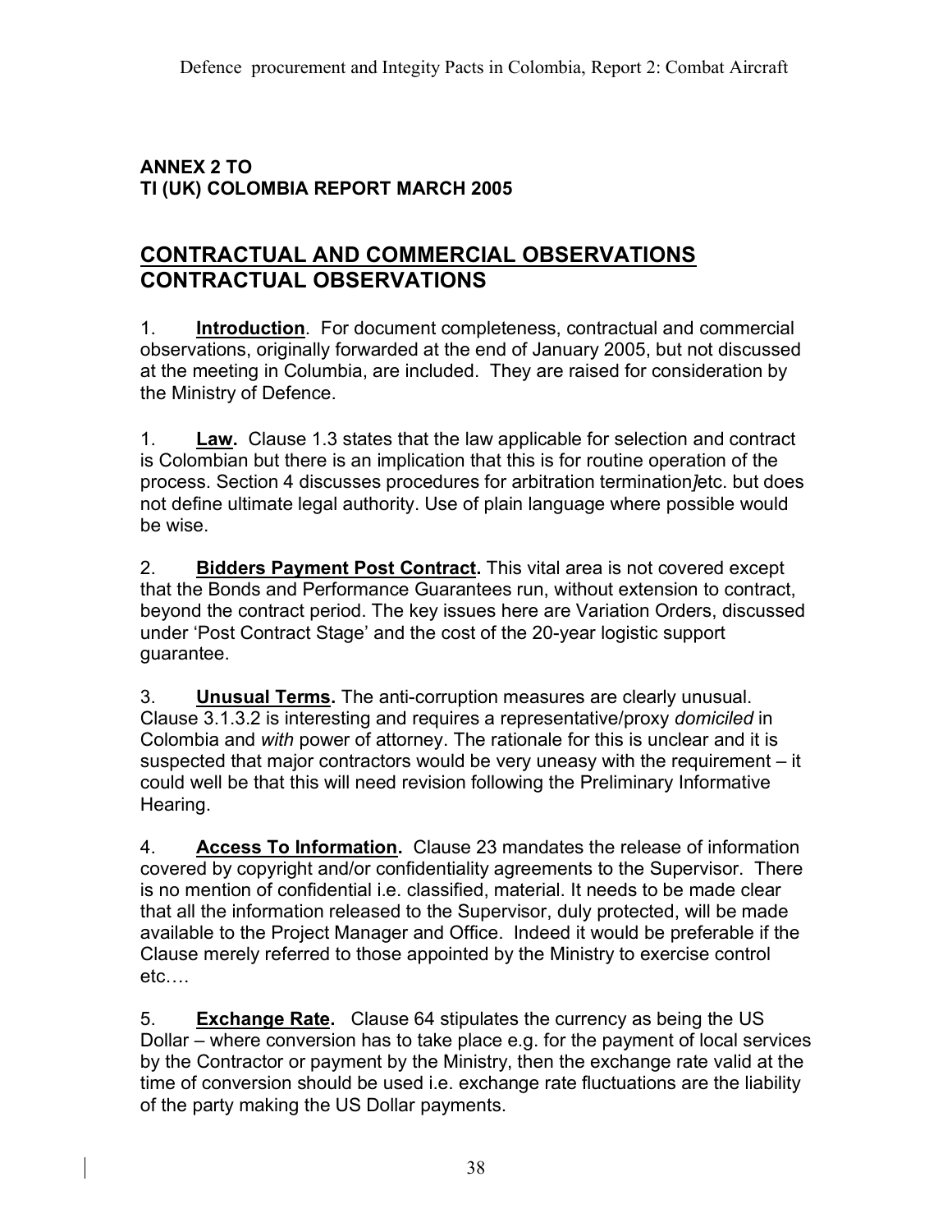**ANNEX 2 TO**
**TI (UK) COLOMBIA REPORT MARCH 2005**

## CONTRACTUAL AND COMMERCIAL OBSERVATIONS
## CONTRACTUAL OBSERVATIONS

1. **Introduction**. For document completeness, contractual and commercial observations, originally forwarded at the end of January 2005, but not discussed at the meeting in Columbia, are included. They are raised for consideration by the Ministry of Defence.

1. **Law.** Clause 1.3 states that the law applicable for selection and contract is Colombian but there is an implication that this is for routine operation of the process. Section 4 discusses procedures for arbitration termination]etc. but does not define ultimate legal authority. Use of plain language where possible would be wise.

2. **Bidders Payment Post Contract.** This vital area is not covered except that the Bonds and Performance Guarantees run, without extension to contract, beyond the contract period. The key issues here are Variation Orders, discussed under 'Post Contract Stage' and the cost of the 20-year logistic support guarantee.

3. **Unusual Terms.** The anti-corruption measures are clearly unusual. Clause 3.1.3.2 is interesting and requires a representative/proxy *domiciled* in Colombia and *with* power of attorney. The rationale for this is unclear and it is suspected that major contractors would be very uneasy with the requirement – it could well be that this will need revision following the Preliminary Informative Hearing.

4. **Access To Information.** Clause 23 mandates the release of information covered by copyright and/or confidentiality agreements to the Supervisor. There is no mention of confidential i.e. classified, material. It needs to be made clear that all the information released to the Supervisor, duly protected, will be made available to the Project Manager and Office. Indeed it would be preferable if the Clause merely referred to those appointed by the Ministry to exercise control etc….

5. **Exchange Rate.** Clause 64 stipulates the currency as being the US Dollar – where conversion has to take place e.g. for the payment of local services by the Contractor or payment by the Ministry, then the exchange rate valid at the time of conversion should be used i.e. exchange rate fluctuations are the liability of the party making the US Dollar payments.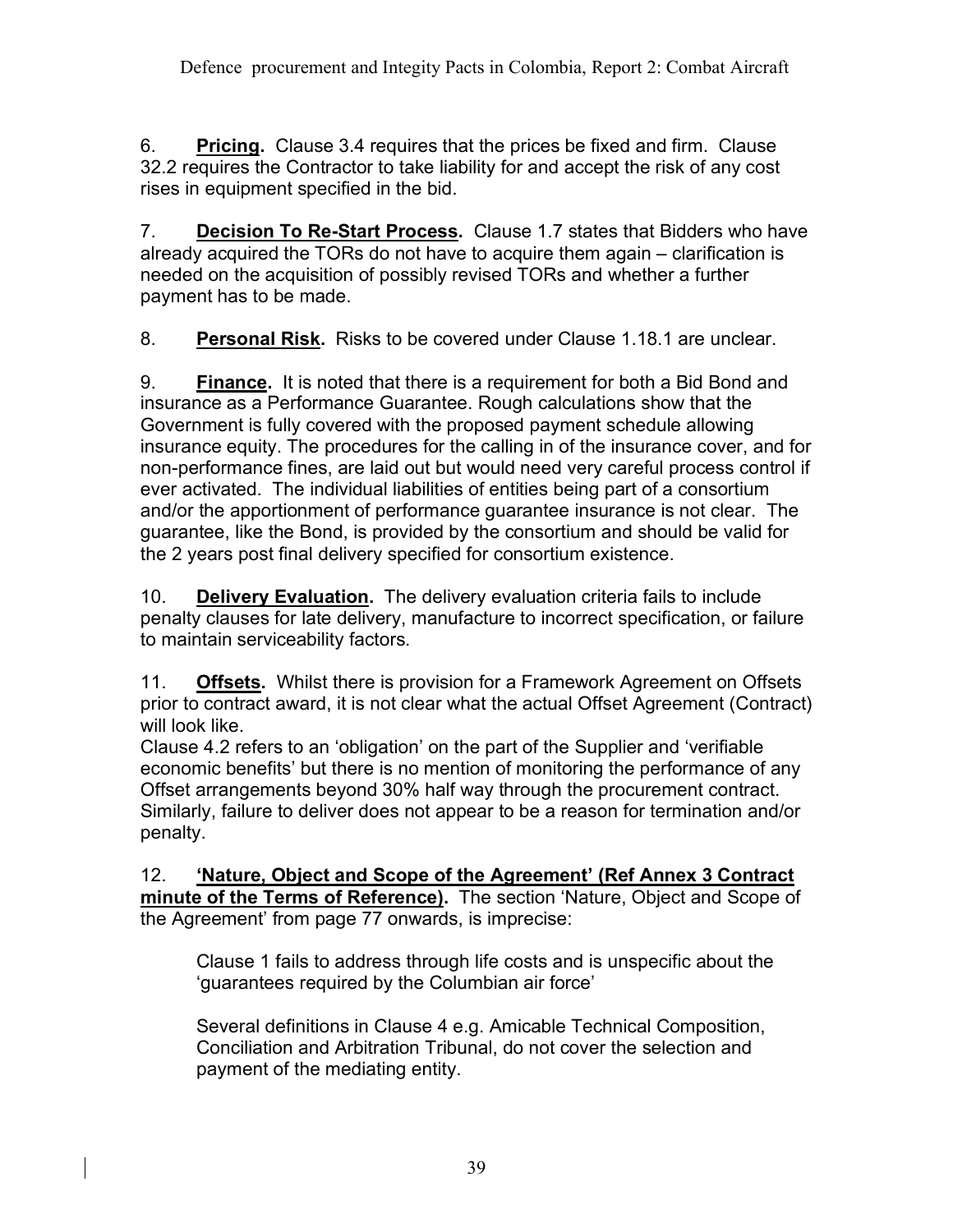6. **Pricing.** Clause 3.4 requires that the prices be fixed and firm. Clause 32.2 requires the Contractor to take liability for and accept the risk of any cost rises in equipment specified in the bid.

7. **Decision To Re-Start Process.** Clause 1.7 states that Bidders who have already acquired the TORs do not have to acquire them again – clarification is needed on the acquisition of possibly revised TORs and whether a further payment has to be made.

8. **Personal Risk.** Risks to be covered under Clause 1.18.1 are unclear.

9. **Finance.** It is noted that there is a requirement for both a Bid Bond and insurance as a Performance Guarantee. Rough calculations show that the Government is fully covered with the proposed payment schedule allowing insurance equity. The procedures for the calling in of the insurance cover, and for non-performance fines, are laid out but would need very careful process control if ever activated. The individual liabilities of entities being part of a consortium and/or the apportionment of performance guarantee insurance is not clear. The guarantee, like the Bond, is provided by the consortium and should be valid for the 2 years post final delivery specified for consortium existence.

10. **Delivery Evaluation.** The delivery evaluation criteria fails to include penalty clauses for late delivery, manufacture to incorrect specification, or failure to maintain serviceability factors.

11. **Offsets.** Whilst there is provision for a Framework Agreement on Offsets prior to contract award, it is not clear what the actual Offset Agreement (Contract) will look like.
Clause 4.2 refers to an 'obligation' on the part of the Supplier and 'verifiable economic benefits' but there is no mention of monitoring the performance of any Offset arrangements beyond 30% half way through the procurement contract. Similarly, failure to deliver does not appear to be a reason for termination and/or penalty.

12. **'Nature, Object and Scope of the Agreement' (Ref Annex 3 Contract minute of the Terms of Reference).** The section 'Nature, Object and Scope of the Agreement' from page 77 onwards, is imprecise:

> Clause 1 fails to address through life costs and is unspecific about the 'guarantees required by the Columbian air force'
>
> Several definitions in Clause 4 e.g. Amicable Technical Composition, Conciliation and Arbitration Tribunal, do not cover the selection and payment of the mediating entity.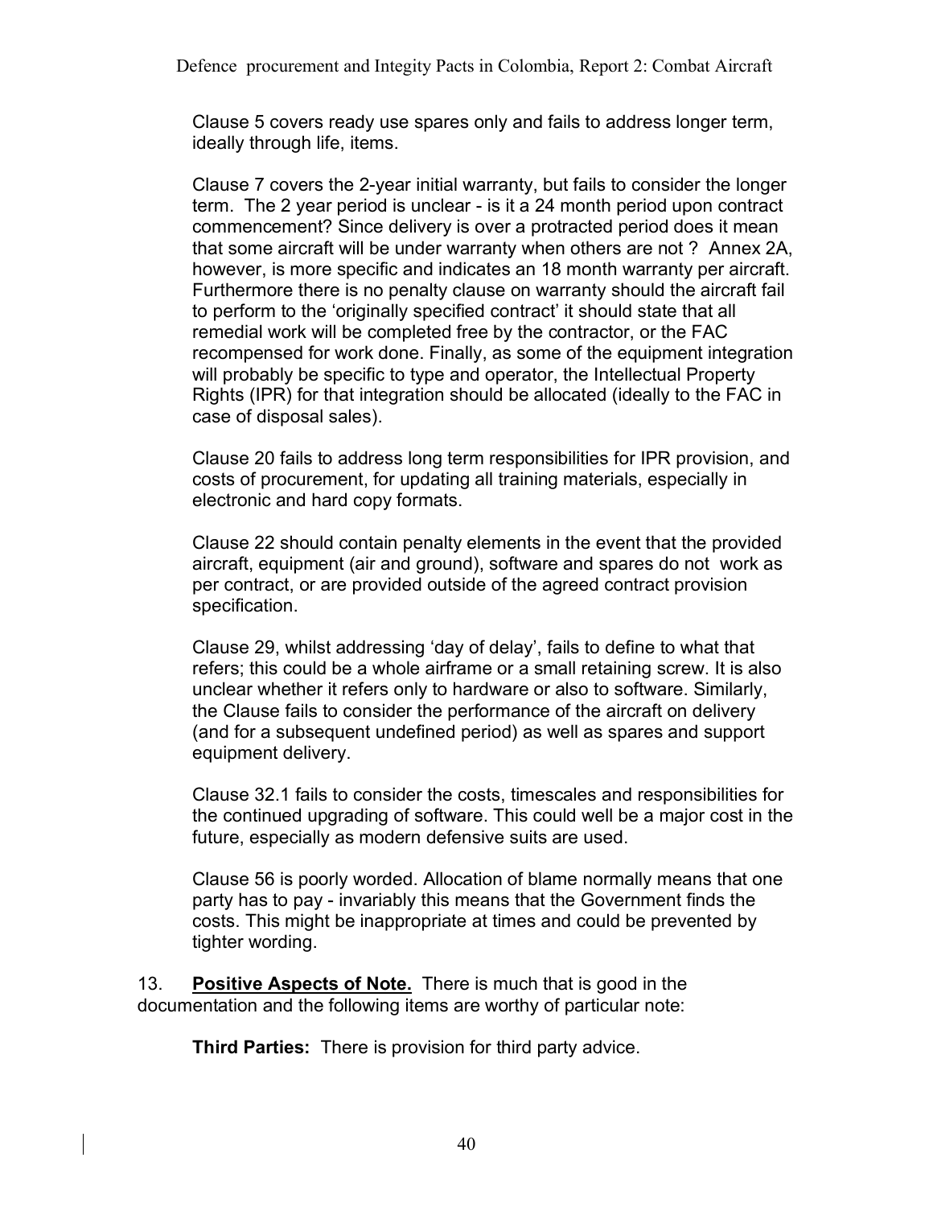Clause 5 covers ready use spares only and fails to address longer term, ideally through life, items.

Clause 7 covers the 2-year initial warranty, but fails to consider the longer term. The 2 year period is unclear - is it a 24 month period upon contract commencement? Since delivery is over a protracted period does it mean that some aircraft will be under warranty when others are not ? Annex 2A, however, is more specific and indicates an 18 month warranty per aircraft. Furthermore there is no penalty clause on warranty should the aircraft fail to perform to the 'originally specified contract' it should state that all remedial work will be completed free by the contractor, or the FAC recompensed for work done. Finally, as some of the equipment integration will probably be specific to type and operator, the Intellectual Property Rights (IPR) for that integration should be allocated (ideally to the FAC in case of disposal sales).

Clause 20 fails to address long term responsibilities for IPR provision, and costs of procurement, for updating all training materials, especially in electronic and hard copy formats.

Clause 22 should contain penalty elements in the event that the provided aircraft, equipment (air and ground), software and spares do not work as per contract, or are provided outside of the agreed contract provision specification.

Clause 29, whilst addressing 'day of delay', fails to define to what that refers; this could be a whole airframe or a small retaining screw. It is also unclear whether it refers only to hardware or also to software. Similarly, the Clause fails to consider the performance of the aircraft on delivery (and for a subsequent undefined period) as well as spares and support equipment delivery.

Clause 32.1 fails to consider the costs, timescales and responsibilities for the continued upgrading of software. This could well be a major cost in the future, especially as modern defensive suits are used.

Clause 56 is poorly worded. Allocation of blame normally means that one party has to pay - invariably this means that the Government finds the costs. This might be inappropriate at times and could be prevented by tighter wording.

13. **Positive Aspects of Note.** There is much that is good in the documentation and the following items are worthy of particular note:

**Third Parties:** There is provision for third party advice.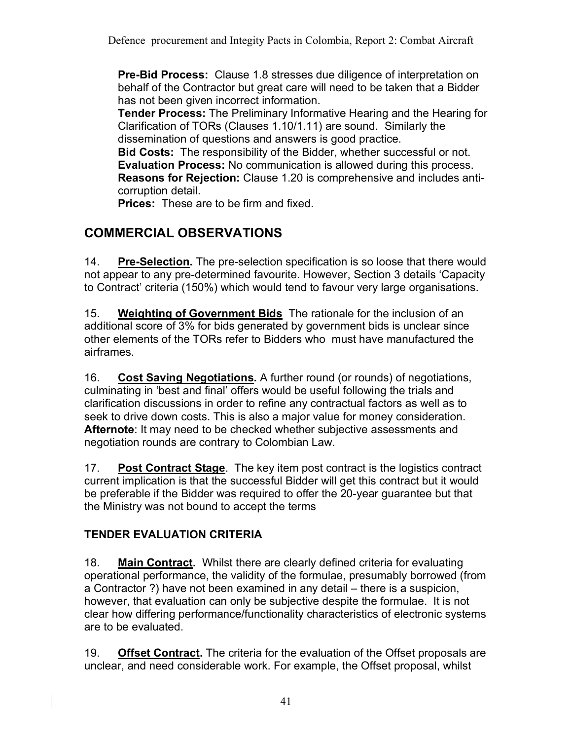**Pre-Bid Process:** Clause 1.8 stresses due diligence of interpretation on behalf of the Contractor but great care will need to be taken that a Bidder has not been given incorrect information.
**Tender Process:** The Preliminary Informative Hearing and the Hearing for Clarification of TORs (Clauses 1.10/1.11) are sound. Similarly the dissemination of questions and answers is good practice.
**Bid Costs:** The responsibility of the Bidder, whether successful or not.
**Evaluation Process:** No communication is allowed during this process.
**Reasons for Rejection:** Clause 1.20 is comprehensive and includes anti-corruption detail.
**Prices:** These are to be firm and fixed.

## COMMERCIAL OBSERVATIONS

14. **Pre-Selection.** The pre-selection specification is so loose that there would not appear to any pre-determined favourite. However, Section 3 details 'Capacity to Contract' criteria (150%) which would tend to favour very large organisations.

15. **Weighting of Government Bids** The rationale for the inclusion of an additional score of 3% for bids generated by government bids is unclear since other elements of the TORs refer to Bidders who must have manufactured the airframes.

16. **Cost Saving Negotiations.** A further round (or rounds) of negotiations, culminating in 'best and final' offers would be useful following the trials and clarification discussions in order to refine any contractual factors as well as to seek to drive down costs. This is also a major value for money consideration. **Afternote**: It may need to be checked whether subjective assessments and negotiation rounds are contrary to Colombian Law.

17. **Post Contract Stage**. The key item post contract is the logistics contract current implication is that the successful Bidder will get this contract but it would be preferable if the Bidder was required to offer the 20-year guarantee but that the Ministry was not bound to accept the terms

### TENDER EVALUATION CRITERIA

18. **Main Contract.** Whilst there are clearly defined criteria for evaluating operational performance, the validity of the formulae, presumably borrowed (from a Contractor ?) have not been examined in any detail – there is a suspicion, however, that evaluation can only be subjective despite the formulae. It is not clear how differing performance/functionality characteristics of electronic systems are to be evaluated.

19. **Offset Contract.** The criteria for the evaluation of the Offset proposals are unclear, and need considerable work. For example, the Offset proposal, whilst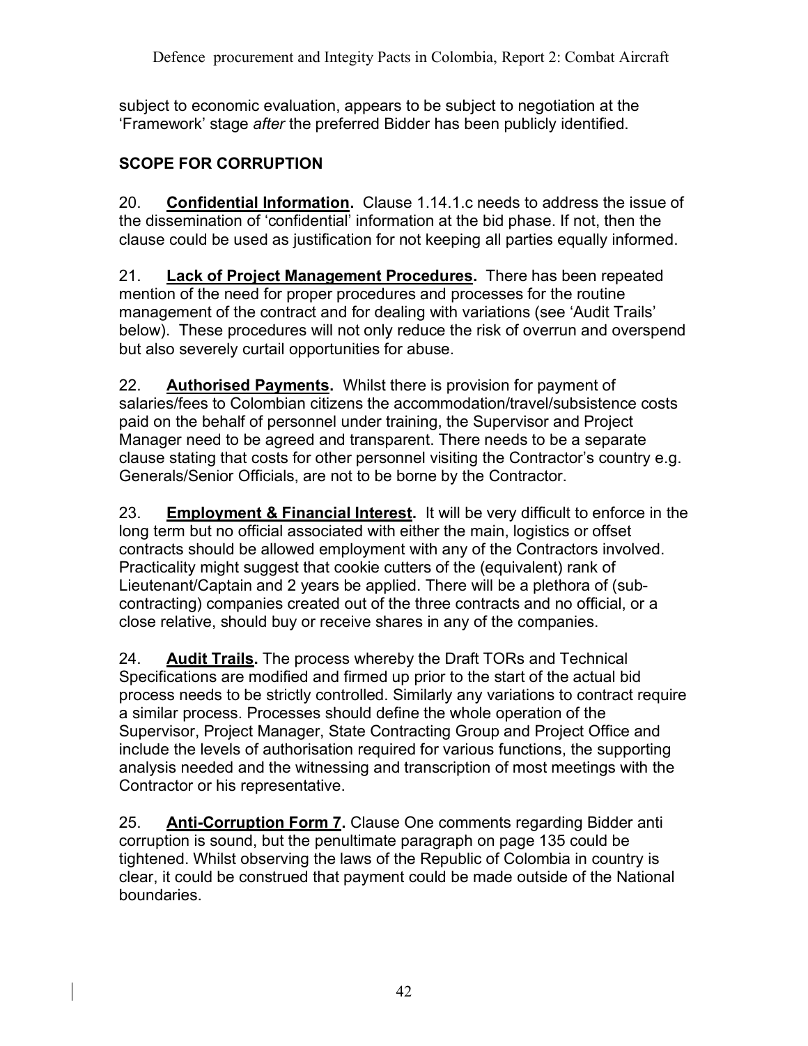subject to economic evaluation, appears to be subject to negotiation at the 'Framework' stage *after* the preferred Bidder has been publicly identified.

## SCOPE FOR CORRUPTION

20. **Confidential Information.** Clause 1.14.1.c needs to address the issue of the dissemination of 'confidential' information at the bid phase. If not, then the clause could be used as justification for not keeping all parties equally informed.

21. **Lack of Project Management Procedures.** There has been repeated mention of the need for proper procedures and processes for the routine management of the contract and for dealing with variations (see 'Audit Trails' below). These procedures will not only reduce the risk of overrun and overspend but also severely curtail opportunities for abuse.

22. **Authorised Payments.** Whilst there is provision for payment of salaries/fees to Colombian citizens the accommodation/travel/subsistence costs paid on the behalf of personnel under training, the Supervisor and Project Manager need to be agreed and transparent. There needs to be a separate clause stating that costs for other personnel visiting the Contractor's country e.g. Generals/Senior Officials, are not to be borne by the Contractor.

23. **Employment & Financial Interest.** It will be very difficult to enforce in the long term but no official associated with either the main, logistics or offset contracts should be allowed employment with any of the Contractors involved. Practicality might suggest that cookie cutters of the (equivalent) rank of Lieutenant/Captain and 2 years be applied. There will be a plethora of (sub-contracting) companies created out of the three contracts and no official, or a close relative, should buy or receive shares in any of the companies.

24. **Audit Trails.** The process whereby the Draft TORs and Technical Specifications are modified and firmed up prior to the start of the actual bid process needs to be strictly controlled. Similarly any variations to contract require a similar process. Processes should define the whole operation of the Supervisor, Project Manager, State Contracting Group and Project Office and include the levels of authorisation required for various functions, the supporting analysis needed and the witnessing and transcription of most meetings with the Contractor or his representative.

25. **Anti-Corruption Form 7.** Clause One comments regarding Bidder anti corruption is sound, but the penultimate paragraph on page 135 could be tightened. Whilst observing the laws of the Republic of Colombia in country is clear, it could be construed that payment could be made outside of the National boundaries.